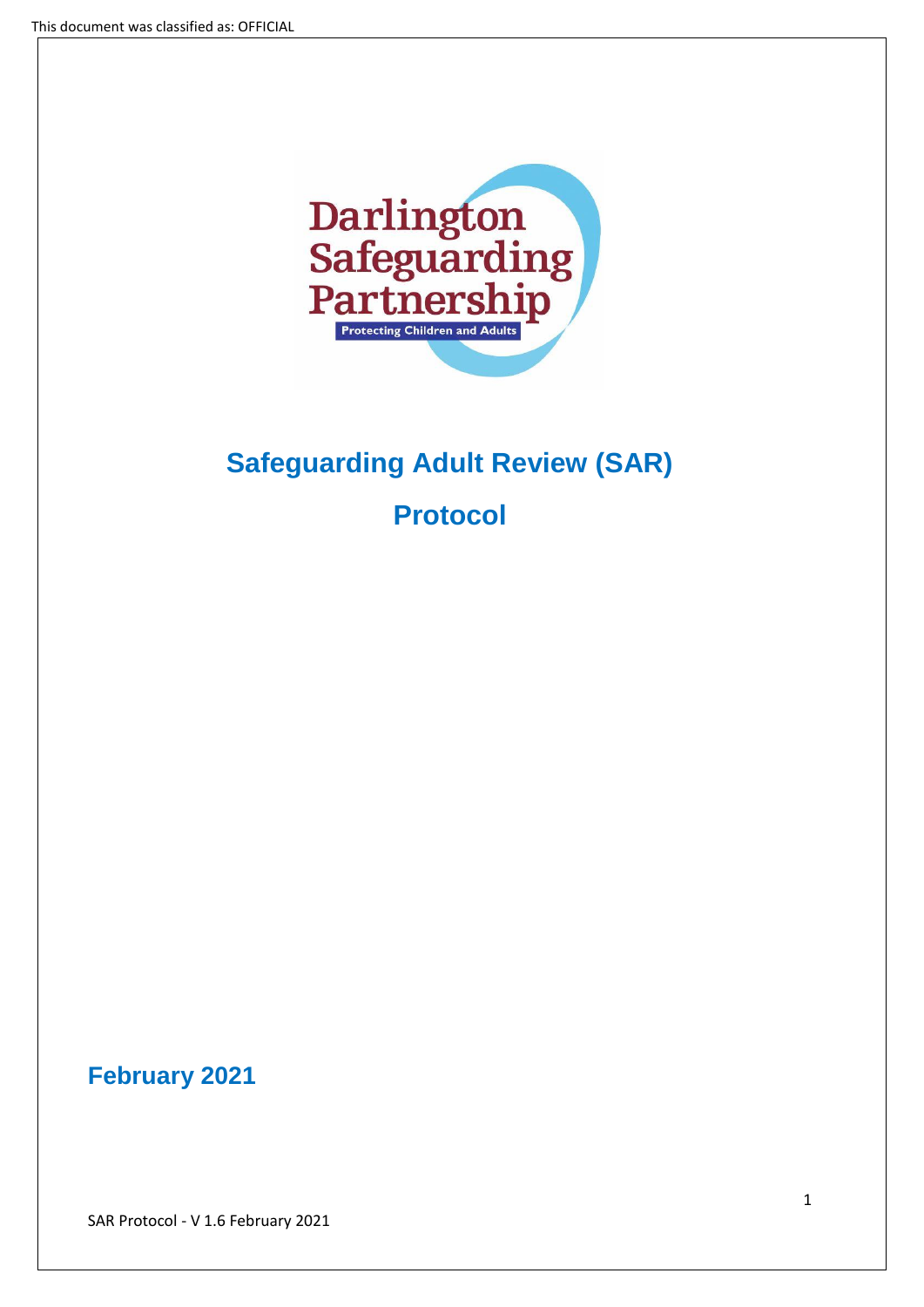This document was classified as: OFFICIAL

Darlington Safeguarding Partnership

Protecting Children and Adults

# Safeguarding Adult Review (SAR)

# Protocol

**February 2021**

SAR Protocol - V 1.6 February 2021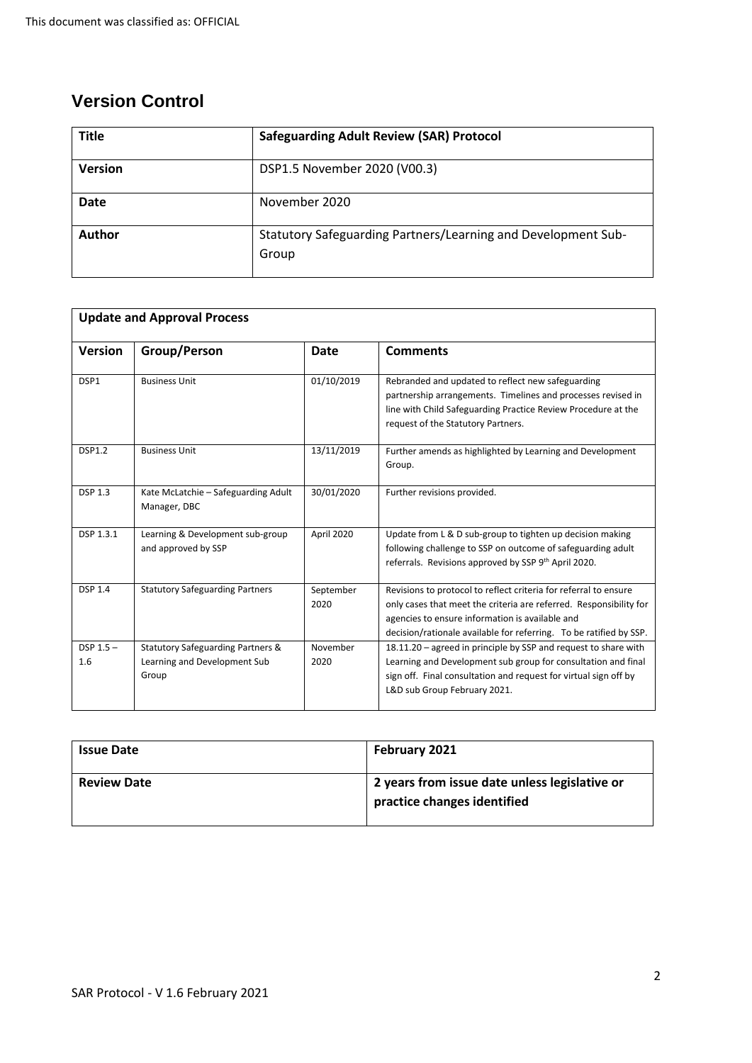## Version Control

| Title | Safeguarding Adult Review (SAR) Protocol |
|---|---|
| **Version** | DSP1.5 November 2020 (V00.3) |
| **Date** | November 2020 |
| **Author** | Statutory Safeguarding Partners/Learning and Development Sub-Group |

| **Update and Approval Process** | | | |
|---|---|---|---|
| **Version** | **Group/Person** | **Date** | **Comments** |
| DSP1 | Business Unit | 01/10/2019 | Rebranded and updated to reflect new safeguarding partnership arrangements. Timelines and processes revised in line with Child Safeguarding Practice Review Procedure at the request of the Statutory Partners. |
| DSP1.2 | Business Unit | 13/11/2019 | Further amends as highlighted by Learning and Development Group. |
| DSP 1.3 | Kate McLatchie – Safeguarding Adult Manager, DBC | 30/01/2020 | Further revisions provided. |
| DSP 1.3.1 | Learning & Development sub-group and approved by SSP | April 2020 | Update from L & D sub-group to tighten up decision making following challenge to SSP on outcome of safeguarding adult referrals. Revisions approved by SSP 9th April 2020. |
| DSP 1.4 | Statutory Safeguarding Partners | September 2020 | Revisions to protocol to reflect criteria for referral to ensure only cases that meet the criteria are referred. Responsibility for agencies to ensure information is available and decision/rationale available for referring. To be ratified by SSP. |
| DSP 1.5 – 1.6 | Statutory Safeguarding Partners & Learning and Development Sub Group | November 2020 | 18.11.20 – agreed in principle by SSP and request to share with Learning and Development sub group for consultation and final sign off. Final consultation and request for virtual sign off by L&D sub Group February 2021. |

| Issue Date | February 2021 |
|---|---|
| **Review Date** | **2 years from issue date unless legislative or practice changes identified** |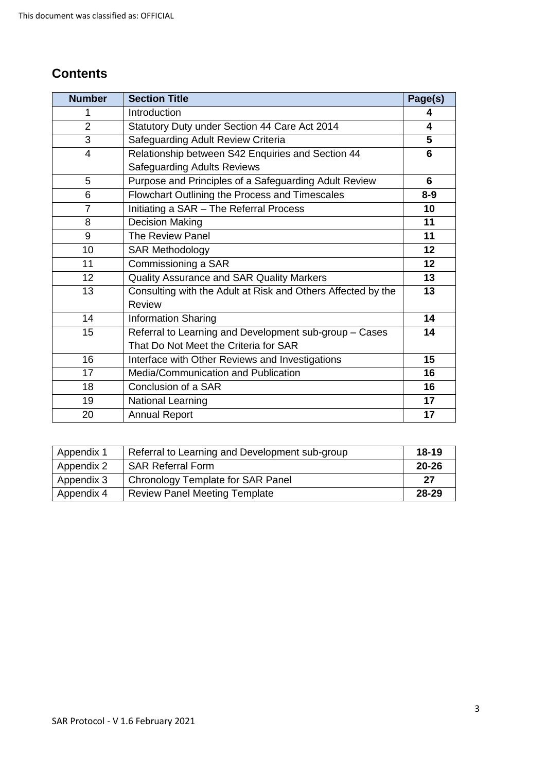## Contents

| Number | Section Title | Page(s) |
|---|---|---|
| 1 | Introduction | **4** |
| 2 | Statutory Duty under Section 44 Care Act 2014 | **4** |
| 3 | Safeguarding Adult Review Criteria | **5** |
| 4 | Relationship between S42 Enquiries and Section 44 Safeguarding Adults Reviews | **6** |
| 5 | Purpose and Principles of a Safeguarding Adult Review | **6** |
| 6 | Flowchart Outlining the Process and Timescales | **8-9** |
| 7 | Initiating a SAR – The Referral Process | **10** |
| 8 | Decision Making | **11** |
| 9 | The Review Panel | **11** |
| 10 | SAR Methodology | **12** |
| 11 | Commissioning a SAR | **12** |
| 12 | Quality Assurance and SAR Quality Markers | **13** |
| 13 | Consulting with the Adult at Risk and Others Affected by the Review | **13** |
| 14 | Information Sharing | **14** |
| 15 | Referral to Learning and Development sub-group – Cases That Do Not Meet the Criteria for SAR | **14** |
| 16 | Interface with Other Reviews and Investigations | **15** |
| 17 | Media/Communication and Publication | **16** |
| 18 | Conclusion of a SAR | **16** |
| 19 | National Learning | **17** |
| 20 | Annual Report | **17** |

| | | |
|---|---|---|
| Appendix 1 | Referral to Learning and Development sub-group | **18-19** |
| Appendix 2 | SAR Referral Form | **20-26** |
| Appendix 3 | Chronology Template for SAR Panel | **27** |
| Appendix 4 | Review Panel Meeting Template | **28-29** |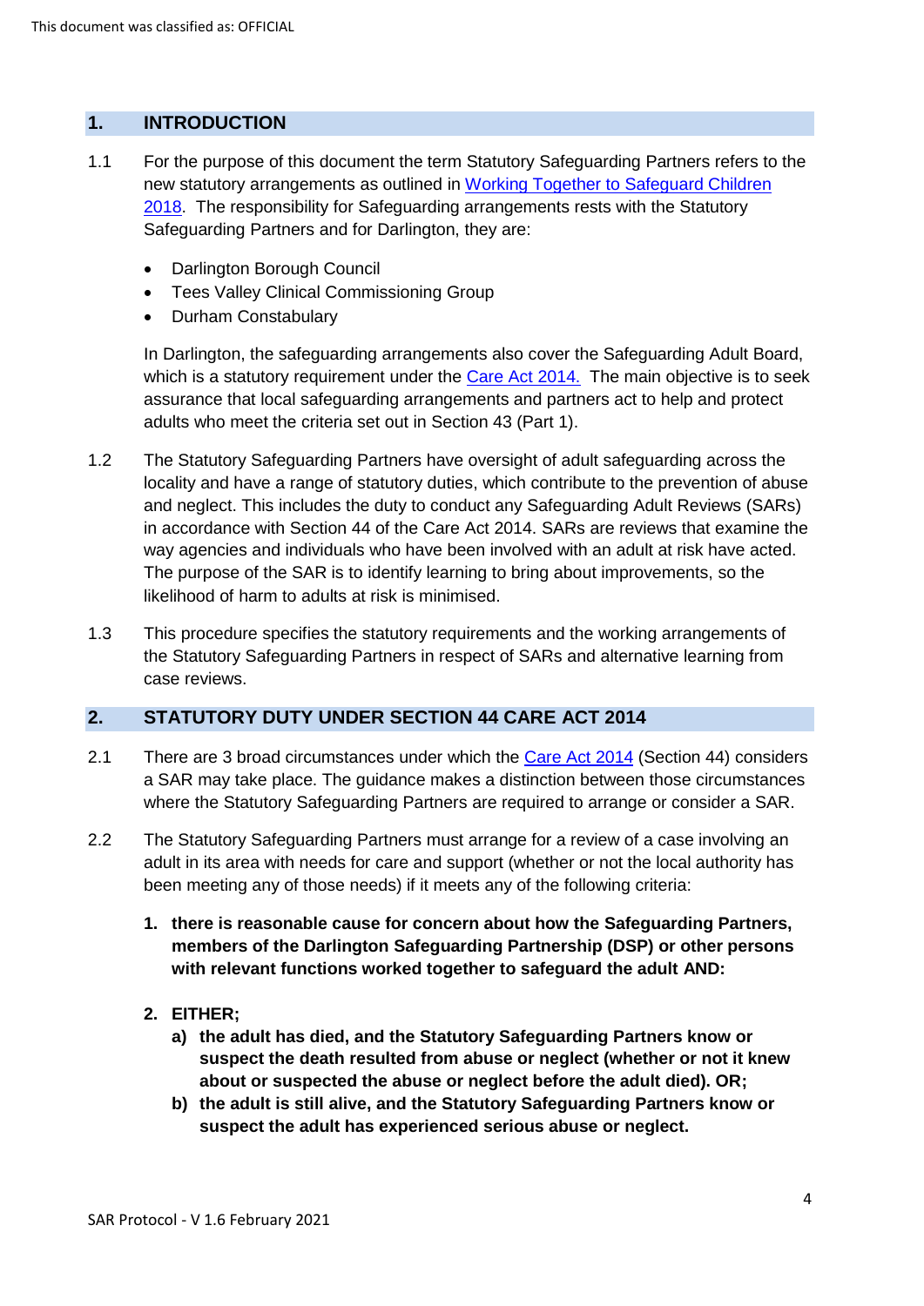## 1. INTRODUCTION

1.1 For the purpose of this document the term Statutory Safeguarding Partners refers to the new statutory arrangements as outlined in [Working Together to Safeguard Children 2018](). The responsibility for Safeguarding arrangements rests with the Statutory Safeguarding Partners and for Darlington, they are:

- Darlington Borough Council
- Tees Valley Clinical Commissioning Group
- Durham Constabulary

In Darlington, the safeguarding arrangements also cover the Safeguarding Adult Board, which is a statutory requirement under the [Care Act 2014.]() The main objective is to seek assurance that local safeguarding arrangements and partners act to help and protect adults who meet the criteria set out in Section 43 (Part 1).

1.2 The Statutory Safeguarding Partners have oversight of adult safeguarding across the locality and have a range of statutory duties, which contribute to the prevention of abuse and neglect. This includes the duty to conduct any Safeguarding Adult Reviews (SARs) in accordance with Section 44 of the Care Act 2014. SARs are reviews that examine the way agencies and individuals who have been involved with an adult at risk have acted. The purpose of the SAR is to identify learning to bring about improvements, so the likelihood of harm to adults at risk is minimised.

1.3 This procedure specifies the statutory requirements and the working arrangements of the Statutory Safeguarding Partners in respect of SARs and alternative learning from case reviews.

## 2. STATUTORY DUTY UNDER SECTION 44 CARE ACT 2014

2.1 There are 3 broad circumstances under which the [Care Act 2014]() (Section 44) considers a SAR may take place. The guidance makes a distinction between those circumstances where the Statutory Safeguarding Partners are required to arrange or consider a SAR.

2.2 The Statutory Safeguarding Partners must arrange for a review of a case involving an adult in its area with needs for care and support (whether or not the local authority has been meeting any of those needs) if it meets any of the following criteria:

1. **there is reasonable cause for concern about how the Safeguarding Partners, members of the Darlington Safeguarding Partnership (DSP) or other persons with relevant functions worked together to safeguard the adult AND:**

2. **EITHER;**
   a) **the adult has died, and the Statutory Safeguarding Partners know or suspect the death resulted from abuse or neglect (whether or not it knew about or suspected the abuse or neglect before the adult died). OR;**
   b) **the adult is still alive, and the Statutory Safeguarding Partners know or suspect the adult has experienced serious abuse or neglect.**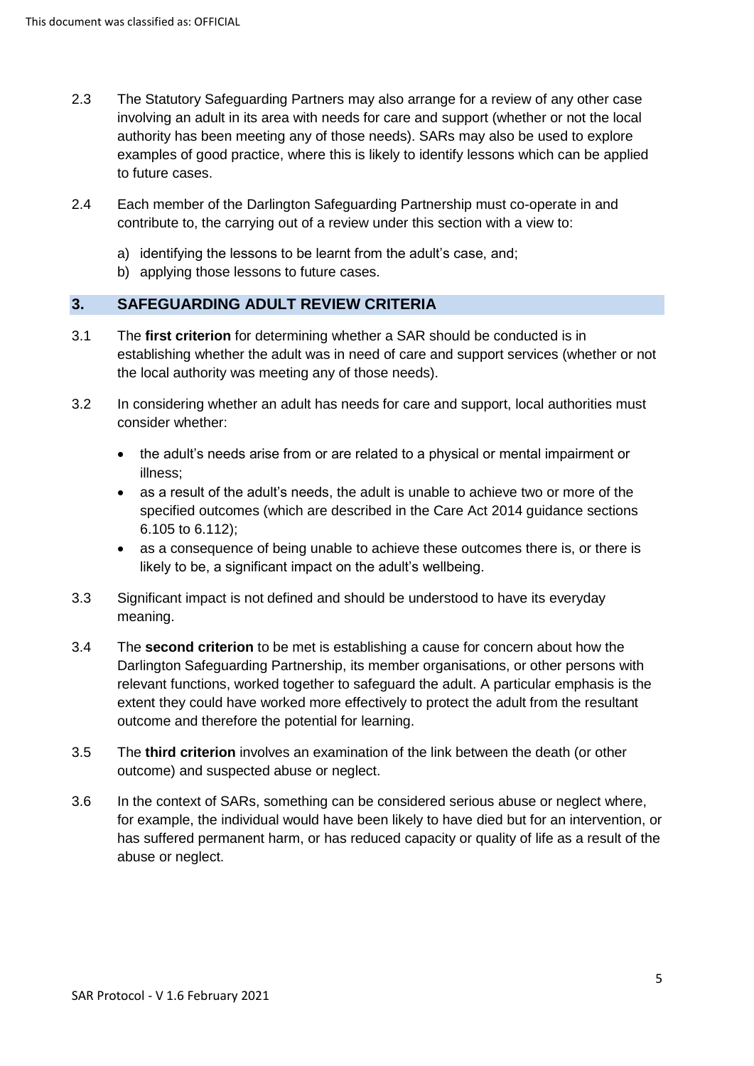2.3 The Statutory Safeguarding Partners may also arrange for a review of any other case involving an adult in its area with needs for care and support (whether or not the local authority has been meeting any of those needs). SARs may also be used to explore examples of good practice, where this is likely to identify lessons which can be applied to future cases.

2.4 Each member of the Darlington Safeguarding Partnership must co-operate in and contribute to, the carrying out of a review under this section with a view to:

a) identifying the lessons to be learnt from the adult's case, and;
b) applying those lessons to future cases.

## 3. SAFEGUARDING ADULT REVIEW CRITERIA

3.1 The **first criterion** for determining whether a SAR should be conducted is in establishing whether the adult was in need of care and support services (whether or not the local authority was meeting any of those needs).

3.2 In considering whether an adult has needs for care and support, local authorities must consider whether:

- the adult's needs arise from or are related to a physical or mental impairment or illness;
- as a result of the adult's needs, the adult is unable to achieve two or more of the specified outcomes (which are described in the Care Act 2014 guidance sections 6.105 to 6.112);
- as a consequence of being unable to achieve these outcomes there is, or there is likely to be, a significant impact on the adult's wellbeing.

3.3 Significant impact is not defined and should be understood to have its everyday meaning.

3.4 The **second criterion** to be met is establishing a cause for concern about how the Darlington Safeguarding Partnership, its member organisations, or other persons with relevant functions, worked together to safeguard the adult. A particular emphasis is the extent they could have worked more effectively to protect the adult from the resultant outcome and therefore the potential for learning.

3.5 The **third criterion** involves an examination of the link between the death (or other outcome) and suspected abuse or neglect.

3.6 In the context of SARs, something can be considered serious abuse or neglect where, for example, the individual would have been likely to have died but for an intervention, or has suffered permanent harm, or has reduced capacity or quality of life as a result of the abuse or neglect.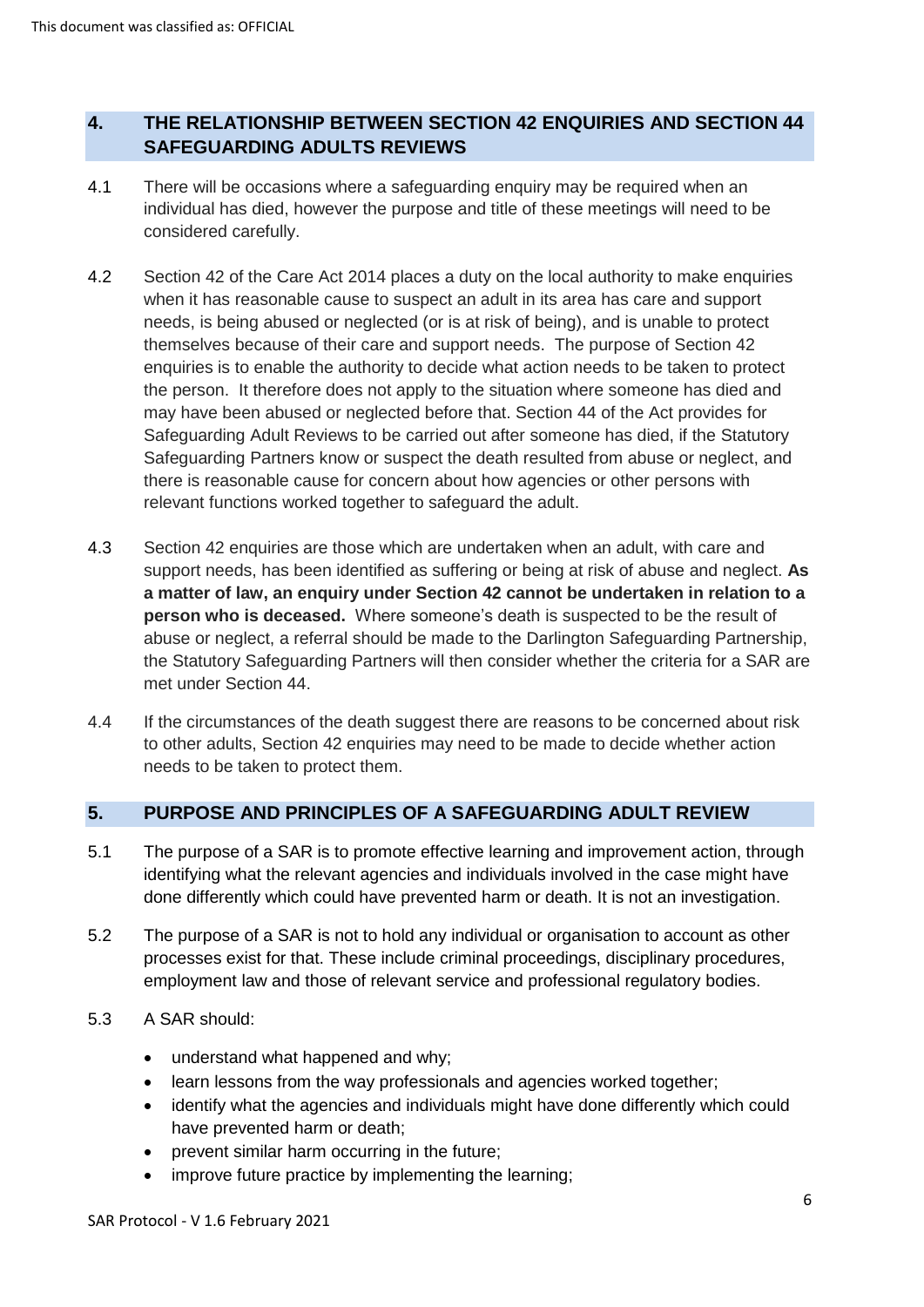## 4. THE RELATIONSHIP BETWEEN SECTION 42 ENQUIRIES AND SECTION 44 SAFEGUARDING ADULTS REVIEWS

4.1 There will be occasions where a safeguarding enquiry may be required when an individual has died, however the purpose and title of these meetings will need to be considered carefully.

4.2 Section 42 of the Care Act 2014 places a duty on the local authority to make enquiries when it has reasonable cause to suspect an adult in its area has care and support needs, is being abused or neglected (or is at risk of being), and is unable to protect themselves because of their care and support needs. The purpose of Section 42 enquiries is to enable the authority to decide what action needs to be taken to protect the person. It therefore does not apply to the situation where someone has died and may have been abused or neglected before that. Section 44 of the Act provides for Safeguarding Adult Reviews to be carried out after someone has died, if the Statutory Safeguarding Partners know or suspect the death resulted from abuse or neglect, and there is reasonable cause for concern about how agencies or other persons with relevant functions worked together to safeguard the adult.

4.3 Section 42 enquiries are those which are undertaken when an adult, with care and support needs, has been identified as suffering or being at risk of abuse and neglect. **As a matter of law, an enquiry under Section 42 cannot be undertaken in relation to a person who is deceased.** Where someone's death is suspected to be the result of abuse or neglect, a referral should be made to the Darlington Safeguarding Partnership, the Statutory Safeguarding Partners will then consider whether the criteria for a SAR are met under Section 44.

4.4 If the circumstances of the death suggest there are reasons to be concerned about risk to other adults, Section 42 enquiries may need to be made to decide whether action needs to be taken to protect them.

## 5. PURPOSE AND PRINCIPLES OF A SAFEGUARDING ADULT REVIEW

5.1 The purpose of a SAR is to promote effective learning and improvement action, through identifying what the relevant agencies and individuals involved in the case might have done differently which could have prevented harm or death. It is not an investigation.

5.2 The purpose of a SAR is not to hold any individual or organisation to account as other processes exist for that. These include criminal proceedings, disciplinary procedures, employment law and those of relevant service and professional regulatory bodies.

5.3 A SAR should:

- understand what happened and why;
- learn lessons from the way professionals and agencies worked together;
- identify what the agencies and individuals might have done differently which could have prevented harm or death;
- prevent similar harm occurring in the future;
- improve future practice by implementing the learning;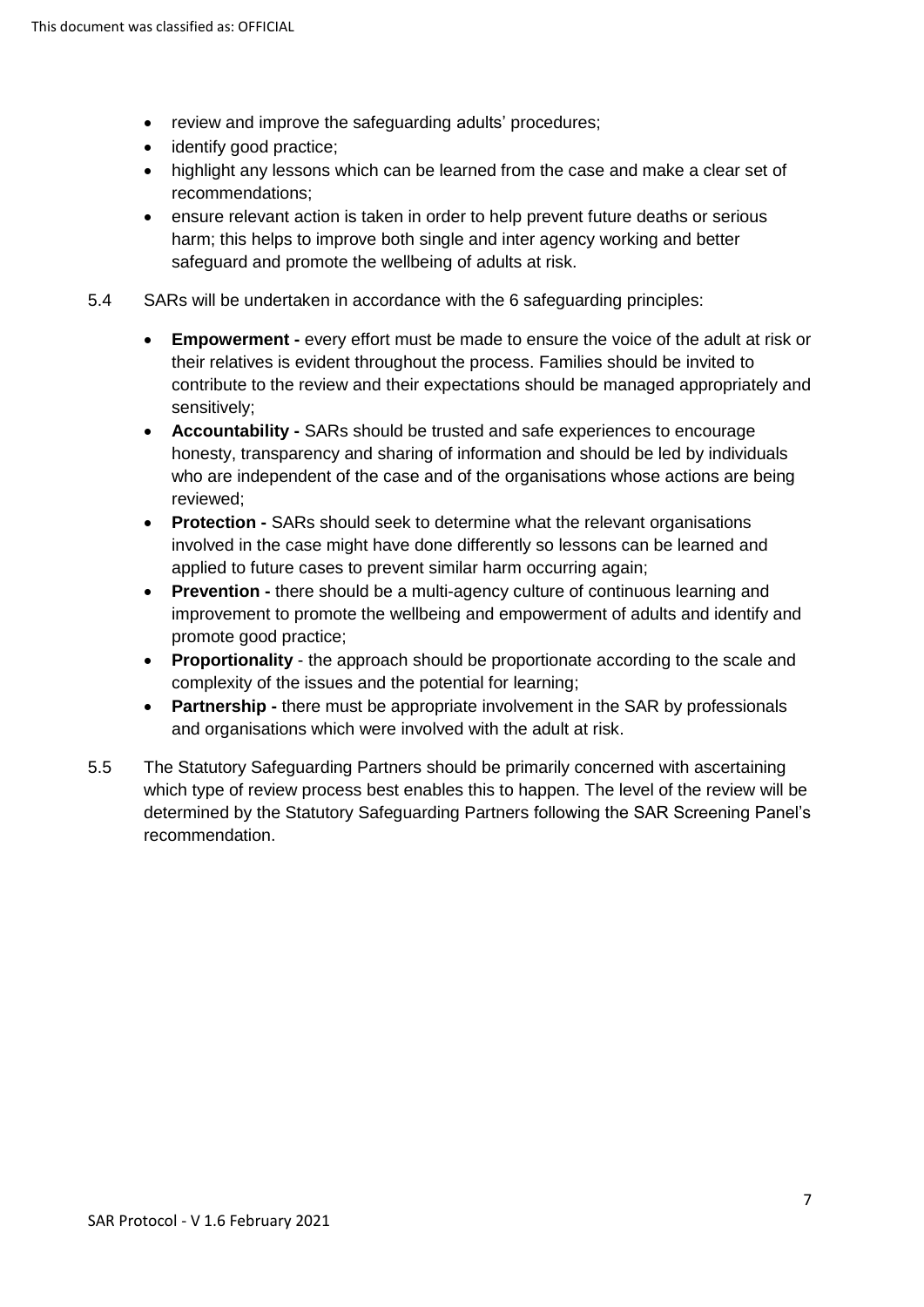- review and improve the safeguarding adults' procedures;
- identify good practice;
- highlight any lessons which can be learned from the case and make a clear set of recommendations;
- ensure relevant action is taken in order to help prevent future deaths or serious harm; this helps to improve both single and inter agency working and better safeguard and promote the wellbeing of adults at risk.

5.4 SARs will be undertaken in accordance with the 6 safeguarding principles:

- **Empowerment -** every effort must be made to ensure the voice of the adult at risk or their relatives is evident throughout the process. Families should be invited to contribute to the review and their expectations should be managed appropriately and sensitively;
- **Accountability -** SARs should be trusted and safe experiences to encourage honesty, transparency and sharing of information and should be led by individuals who are independent of the case and of the organisations whose actions are being reviewed;
- **Protection -** SARs should seek to determine what the relevant organisations involved in the case might have done differently so lessons can be learned and applied to future cases to prevent similar harm occurring again;
- **Prevention -** there should be a multi-agency culture of continuous learning and improvement to promote the wellbeing and empowerment of adults and identify and promote good practice;
- **Proportionality** - the approach should be proportionate according to the scale and complexity of the issues and the potential for learning;
- **Partnership -** there must be appropriate involvement in the SAR by professionals and organisations which were involved with the adult at risk.

5.5 The Statutory Safeguarding Partners should be primarily concerned with ascertaining which type of review process best enables this to happen. The level of the review will be determined by the Statutory Safeguarding Partners following the SAR Screening Panel's recommendation.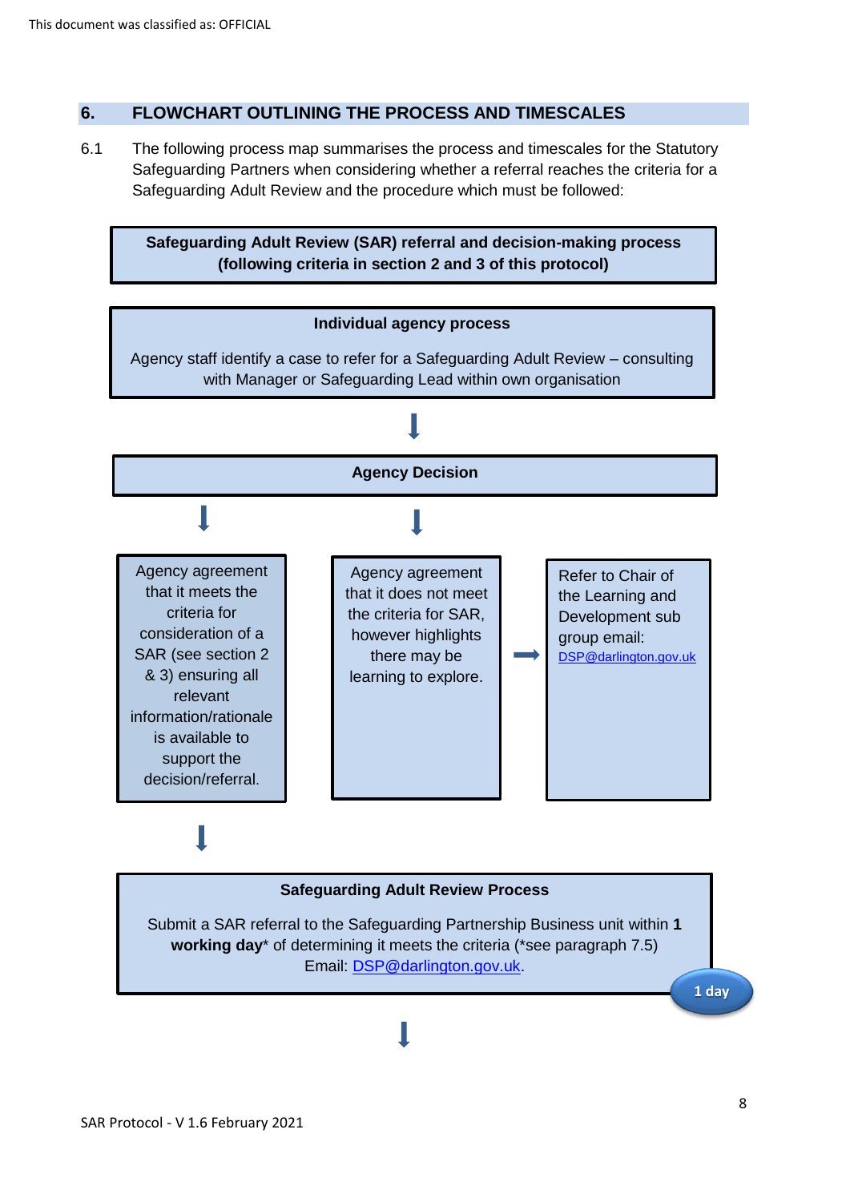## 6. FLOWCHART OUTLINING THE PROCESS AND TIMESCALES

6.1 The following process map summarises the process and timescales for the Statutory Safeguarding Partners when considering whether a referral reaches the criteria for a Safeguarding Adult Review and the procedure which must be followed:

**Safeguarding Adult Review (SAR) referral and decision-making process (following criteria in section 2 and 3 of this protocol)**

**Individual agency process**

Agency staff identify a case to refer for a Safeguarding Adult Review – consulting with Manager or Safeguarding Lead within own organisation

↓

**Agency Decision**

↓

Agency agreement that it meets the criteria for consideration of a SAR (see section 2 & 3) ensuring all relevant information/rationale is available to support the decision/referral.

↓

Agency agreement that it does not meet the criteria for SAR, however highlights there may be learning to explore. → Refer to Chair of the Learning and Development sub group email: DSP@darlington.gov.uk

↓

**Safeguarding Adult Review Process**

Submit a SAR referral to the Safeguarding Partnership Business unit within **1 working day*** of determining it meets the criteria (*see paragraph 7.5)
Email: DSP@darlington.gov.uk.

1 day

↓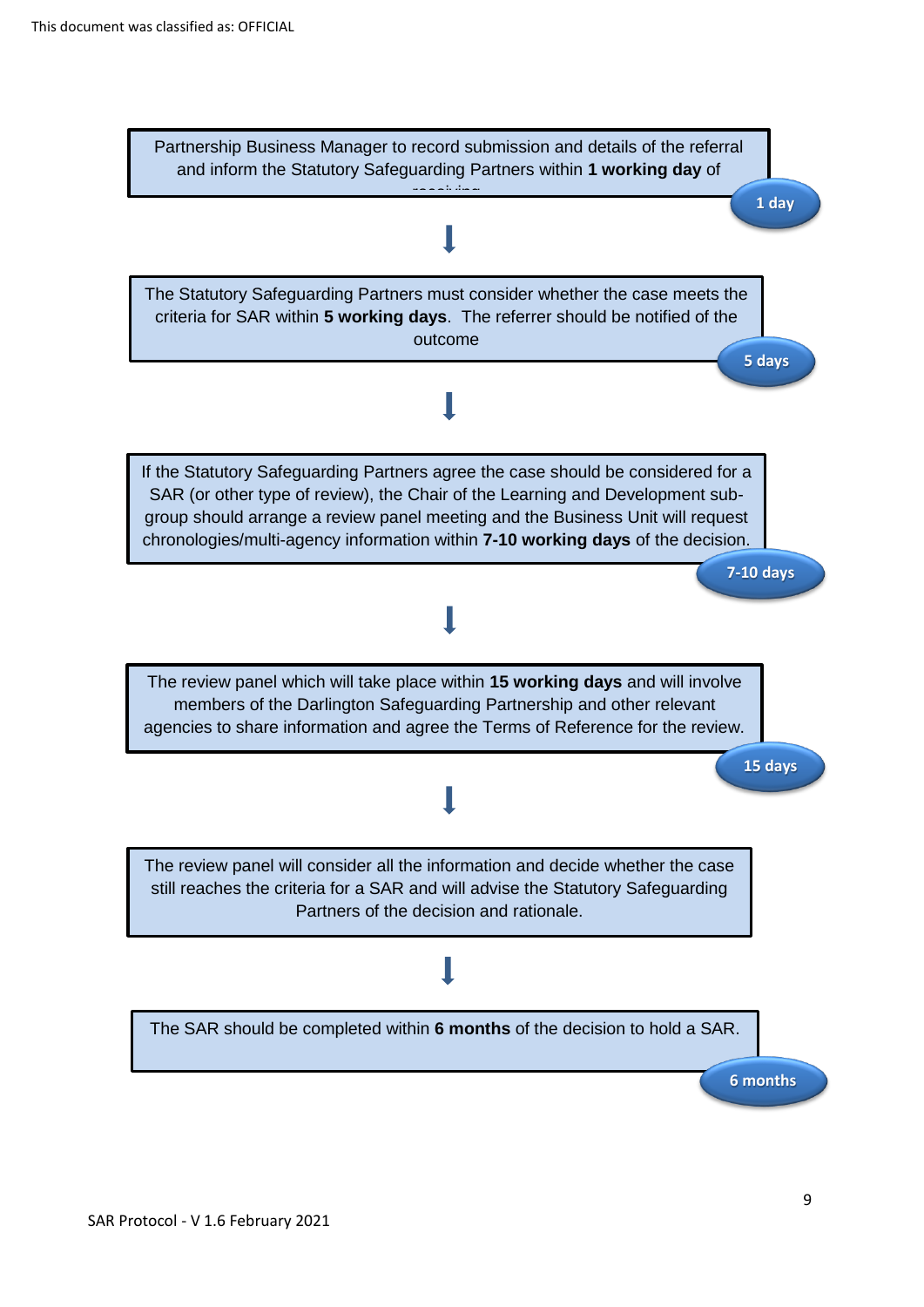Partnership Business Manager to record submission and details of the referral and inform the Statutory Safeguarding Partners within **1 working day** of receiving

1 day

↓

The Statutory Safeguarding Partners must consider whether the case meets the criteria for SAR within **5 working days**. The referrer should be notified of the outcome

5 days

↓

If the Statutory Safeguarding Partners agree the case should be considered for a SAR (or other type of review), the Chair of the Learning and Development sub-group should arrange a review panel meeting and the Business Unit will request chronologies/multi-agency information within **7-10 working days** of the decision.

7-10 days

↓

The review panel which will take place within **15 working days** and will involve members of the Darlington Safeguarding Partnership and other relevant agencies to share information and agree the Terms of Reference for the review.

15 days

↓

The review panel will consider all the information and decide whether the case still reaches the criteria for a SAR and will advise the Statutory Safeguarding Partners of the decision and rationale.

↓

The SAR should be completed within **6 months** of the decision to hold a SAR.

6 months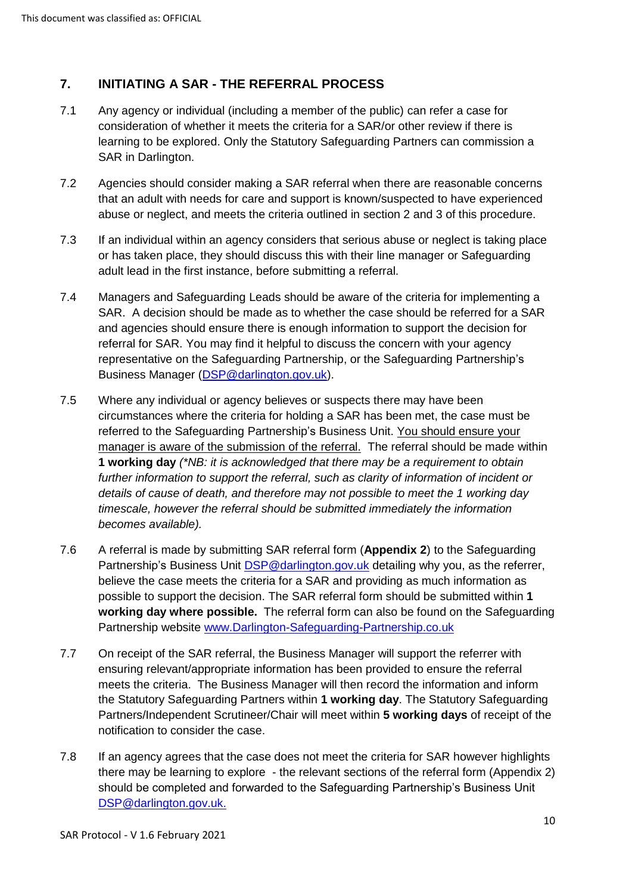## 7. INITIATING A SAR - THE REFERRAL PROCESS

7.1 Any agency or individual (including a member of the public) can refer a case for consideration of whether it meets the criteria for a SAR/or other review if there is learning to be explored. Only the Statutory Safeguarding Partners can commission a SAR in Darlington.

7.2 Agencies should consider making a SAR referral when there are reasonable concerns that an adult with needs for care and support is known/suspected to have experienced abuse or neglect, and meets the criteria outlined in section 2 and 3 of this procedure.

7.3 If an individual within an agency considers that serious abuse or neglect is taking place or has taken place, they should discuss this with their line manager or Safeguarding adult lead in the first instance, before submitting a referral.

7.4 Managers and Safeguarding Leads should be aware of the criteria for implementing a SAR. A decision should be made as to whether the case should be referred for a SAR and agencies should ensure there is enough information to support the decision for referral for SAR. You may find it helpful to discuss the concern with your agency representative on the Safeguarding Partnership, or the Safeguarding Partnership's Business Manager (DSP@darlington.gov.uk).

7.5 Where any individual or agency believes or suspects there may have been circumstances where the criteria for holding a SAR has been met, the case must be referred to the Safeguarding Partnership's Business Unit. <u>You should ensure your manager is aware of the submission of the referral.</u> The referral should be made within **1 working day** *(\*NB: it is acknowledged that there may be a requirement to obtain further information to support the referral, such as clarity of information of incident or details of cause of death, and therefore may not possible to meet the 1 working day timescale, however the referral should be submitted immediately the information becomes available).*

7.6 A referral is made by submitting SAR referral form (**Appendix 2**) to the Safeguarding Partnership's Business Unit DSP@darlington.gov.uk detailing why you, as the referrer, believe the case meets the criteria for a SAR and providing as much information as possible to support the decision. The SAR referral form should be submitted within **1 working day where possible.** The referral form can also be found on the Safeguarding Partnership website www.Darlington-Safeguarding-Partnership.co.uk

7.7 On receipt of the SAR referral, the Business Manager will support the referrer with ensuring relevant/appropriate information has been provided to ensure the referral meets the criteria. The Business Manager will then record the information and inform the Statutory Safeguarding Partners within **1 working day**. The Statutory Safeguarding Partners/Independent Scrutineer/Chair will meet within **5 working days** of receipt of the notification to consider the case.

7.8 If an agency agrees that the case does not meet the criteria for SAR however highlights there may be learning to explore - the relevant sections of the referral form (Appendix 2) should be completed and forwarded to the Safeguarding Partnership's Business Unit DSP@darlington.gov.uk.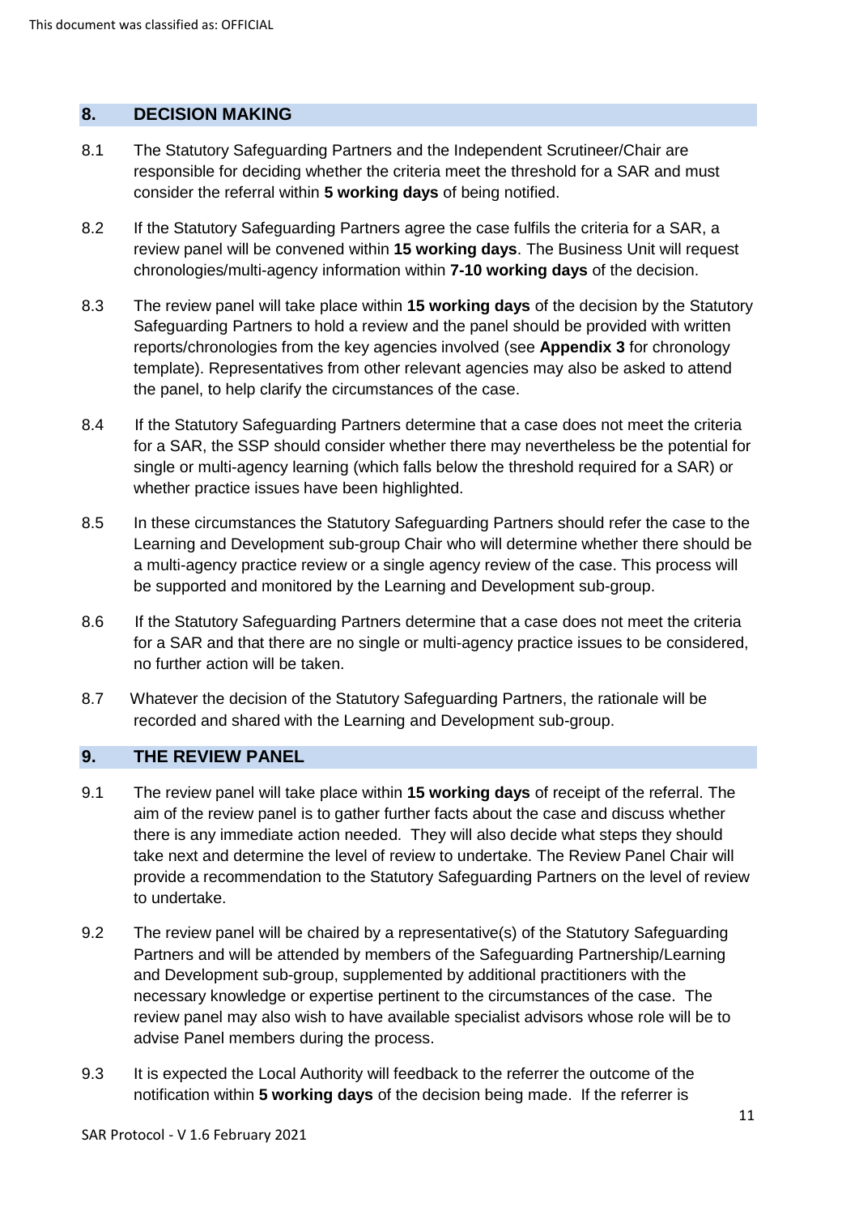## 8. DECISION MAKING

8.1 The Statutory Safeguarding Partners and the Independent Scrutineer/Chair are responsible for deciding whether the criteria meet the threshold for a SAR and must consider the referral within **5 working days** of being notified.

8.2 If the Statutory Safeguarding Partners agree the case fulfils the criteria for a SAR, a review panel will be convened within **15 working days**. The Business Unit will request chronologies/multi-agency information within **7-10 working days** of the decision.

8.3 The review panel will take place within **15 working days** of the decision by the Statutory Safeguarding Partners to hold a review and the panel should be provided with written reports/chronologies from the key agencies involved (see **Appendix 3** for chronology template). Representatives from other relevant agencies may also be asked to attend the panel, to help clarify the circumstances of the case.

8.4 If the Statutory Safeguarding Partners determine that a case does not meet the criteria for a SAR, the SSP should consider whether there may nevertheless be the potential for single or multi-agency learning (which falls below the threshold required for a SAR) or whether practice issues have been highlighted.

8.5 In these circumstances the Statutory Safeguarding Partners should refer the case to the Learning and Development sub-group Chair who will determine whether there should be a multi-agency practice review or a single agency review of the case. This process will be supported and monitored by the Learning and Development sub-group.

8.6 If the Statutory Safeguarding Partners determine that a case does not meet the criteria for a SAR and that there are no single or multi-agency practice issues to be considered, no further action will be taken.

8.7 Whatever the decision of the Statutory Safeguarding Partners, the rationale will be recorded and shared with the Learning and Development sub-group.

## 9. THE REVIEW PANEL

9.1 The review panel will take place within **15 working days** of receipt of the referral. The aim of the review panel is to gather further facts about the case and discuss whether there is any immediate action needed. They will also decide what steps they should take next and determine the level of review to undertake. The Review Panel Chair will provide a recommendation to the Statutory Safeguarding Partners on the level of review to undertake.

9.2 The review panel will be chaired by a representative(s) of the Statutory Safeguarding Partners and will be attended by members of the Safeguarding Partnership/Learning and Development sub-group, supplemented by additional practitioners with the necessary knowledge or expertise pertinent to the circumstances of the case. The review panel may also wish to have available specialist advisors whose role will be to advise Panel members during the process.

9.3 It is expected the Local Authority will feedback to the referrer the outcome of the notification within **5 working days** of the decision being made. If the referrer is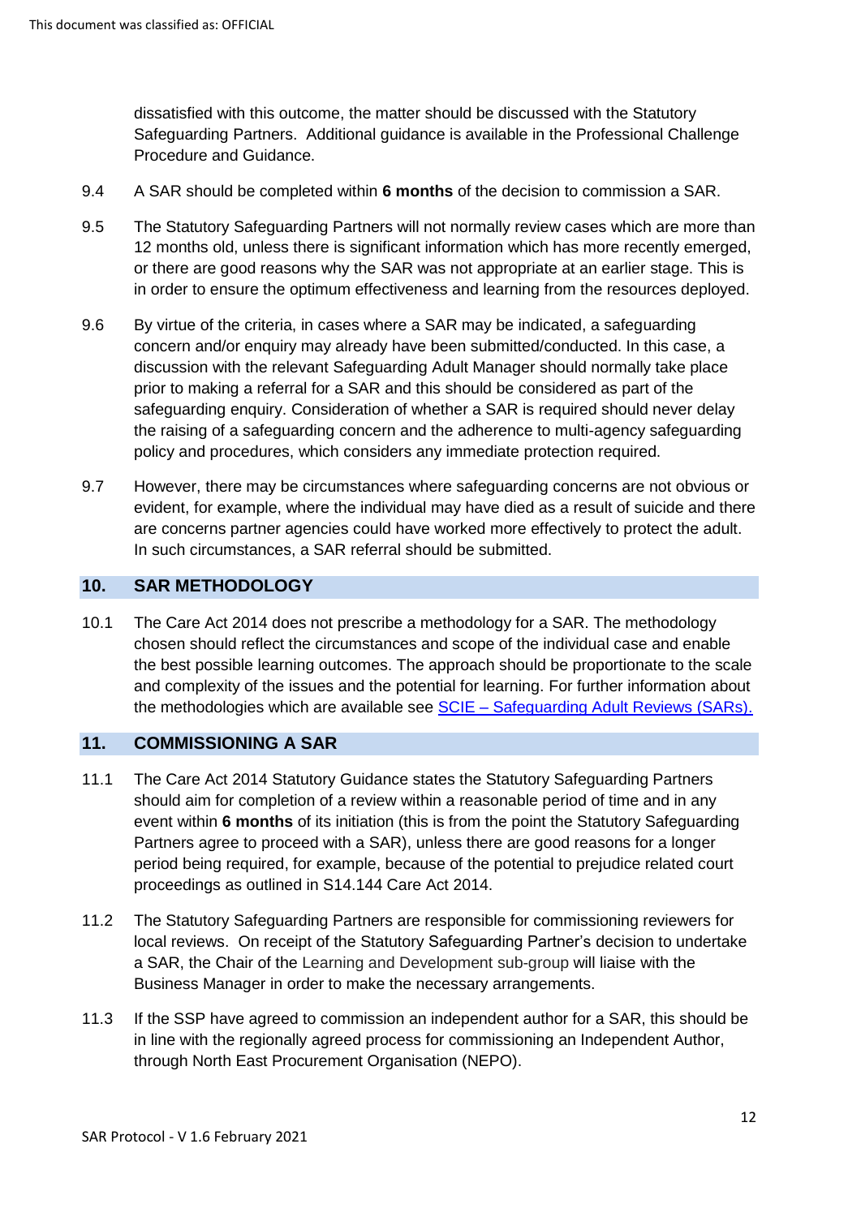dissatisfied with this outcome, the matter should be discussed with the Statutory Safeguarding Partners. Additional guidance is available in the Professional Challenge Procedure and Guidance.

9.4 A SAR should be completed within **6 months** of the decision to commission a SAR.

9.5 The Statutory Safeguarding Partners will not normally review cases which are more than 12 months old, unless there is significant information which has more recently emerged, or there are good reasons why the SAR was not appropriate at an earlier stage. This is in order to ensure the optimum effectiveness and learning from the resources deployed.

9.6 By virtue of the criteria, in cases where a SAR may be indicated, a safeguarding concern and/or enquiry may already have been submitted/conducted. In this case, a discussion with the relevant Safeguarding Adult Manager should normally take place prior to making a referral for a SAR and this should be considered as part of the safeguarding enquiry. Consideration of whether a SAR is required should never delay the raising of a safeguarding concern and the adherence to multi-agency safeguarding policy and procedures, which considers any immediate protection required.

9.7 However, there may be circumstances where safeguarding concerns are not obvious or evident, for example, where the individual may have died as a result of suicide and there are concerns partner agencies could have worked more effectively to protect the adult. In such circumstances, a SAR referral should be submitted.

## 10. SAR METHODOLOGY

10.1 The Care Act 2014 does not prescribe a methodology for a SAR. The methodology chosen should reflect the circumstances and scope of the individual case and enable the best possible learning outcomes. The approach should be proportionate to the scale and complexity of the issues and the potential for learning. For further information about the methodologies which are available see SCIE – Safeguarding Adult Reviews (SARs).

## 11. COMMISSIONING A SAR

11.1 The Care Act 2014 Statutory Guidance states the Statutory Safeguarding Partners should aim for completion of a review within a reasonable period of time and in any event within **6 months** of its initiation (this is from the point the Statutory Safeguarding Partners agree to proceed with a SAR), unless there are good reasons for a longer period being required, for example, because of the potential to prejudice related court proceedings as outlined in S14.144 Care Act 2014.

11.2 The Statutory Safeguarding Partners are responsible for commissioning reviewers for local reviews. On receipt of the Statutory Safeguarding Partner's decision to undertake a SAR, the Chair of the Learning and Development sub-group will liaise with the Business Manager in order to make the necessary arrangements.

11.3 If the SSP have agreed to commission an independent author for a SAR, this should be in line with the regionally agreed process for commissioning an Independent Author, through North East Procurement Organisation (NEPO).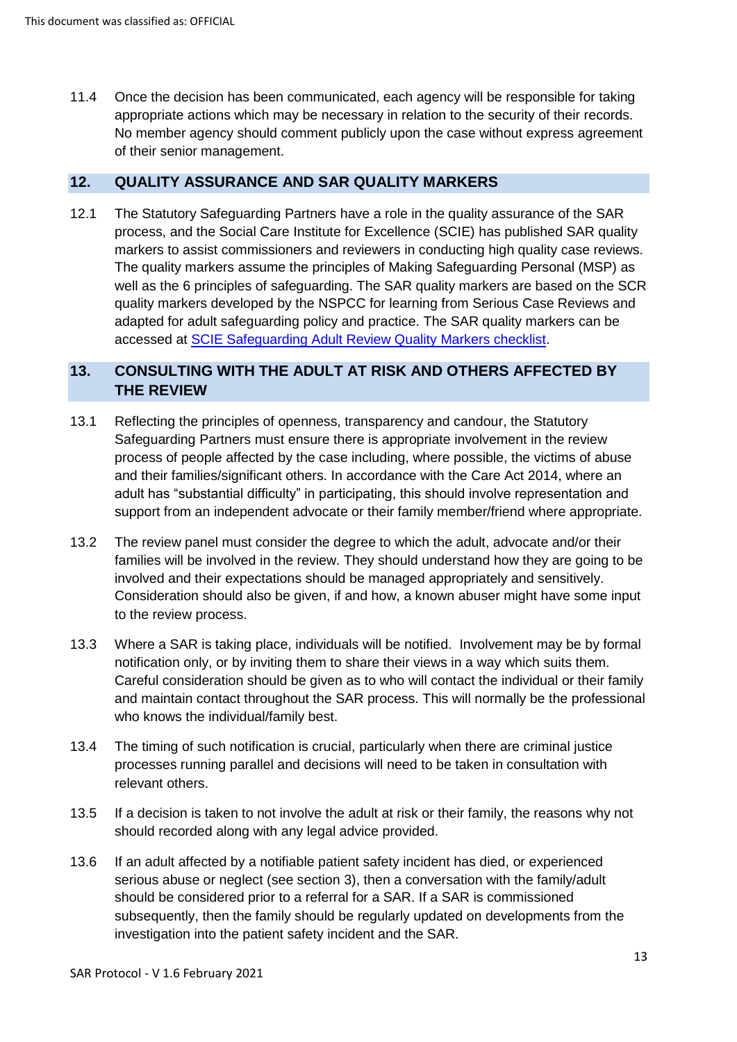11.4 Once the decision has been communicated, each agency will be responsible for taking appropriate actions which may be necessary in relation to the security of their records. No member agency should comment publicly upon the case without express agreement of their senior management.

## 12. QUALITY ASSURANCE AND SAR QUALITY MARKERS

12.1 The Statutory Safeguarding Partners have a role in the quality assurance of the SAR process, and the Social Care Institute for Excellence (SCIE) has published SAR quality markers to assist commissioners and reviewers in conducting high quality case reviews. The quality markers assume the principles of Making Safeguarding Personal (MSP) as well as the 6 principles of safeguarding. The SAR quality markers are based on the SCR quality markers developed by the NSPCC for learning from Serious Case Reviews and adapted for adult safeguarding policy and practice. The SAR quality markers can be accessed at [SCIE Safeguarding Adult Review Quality Markers checklist](#).

## 13. CONSULTING WITH THE ADULT AT RISK AND OTHERS AFFECTED BY THE REVIEW

13.1 Reflecting the principles of openness, transparency and candour, the Statutory Safeguarding Partners must ensure there is appropriate involvement in the review process of people affected by the case including, where possible, the victims of abuse and their families/significant others. In accordance with the Care Act 2014, where an adult has "substantial difficulty" in participating, this should involve representation and support from an independent advocate or their family member/friend where appropriate.

13.2 The review panel must consider the degree to which the adult, advocate and/or their families will be involved in the review. They should understand how they are going to be involved and their expectations should be managed appropriately and sensitively. Consideration should also be given, if and how, a known abuser might have some input to the review process.

13.3 Where a SAR is taking place, individuals will be notified. Involvement may be by formal notification only, or by inviting them to share their views in a way which suits them. Careful consideration should be given as to who will contact the individual or their family and maintain contact throughout the SAR process. This will normally be the professional who knows the individual/family best.

13.4 The timing of such notification is crucial, particularly when there are criminal justice processes running parallel and decisions will need to be taken in consultation with relevant others.

13.5 If a decision is taken to not involve the adult at risk or their family, the reasons why not should recorded along with any legal advice provided.

13.6 If an adult affected by a notifiable patient safety incident has died, or experienced serious abuse or neglect (see section 3), then a conversation with the family/adult should be considered prior to a referral for a SAR. If a SAR is commissioned subsequently, then the family should be regularly updated on developments from the investigation into the patient safety incident and the SAR.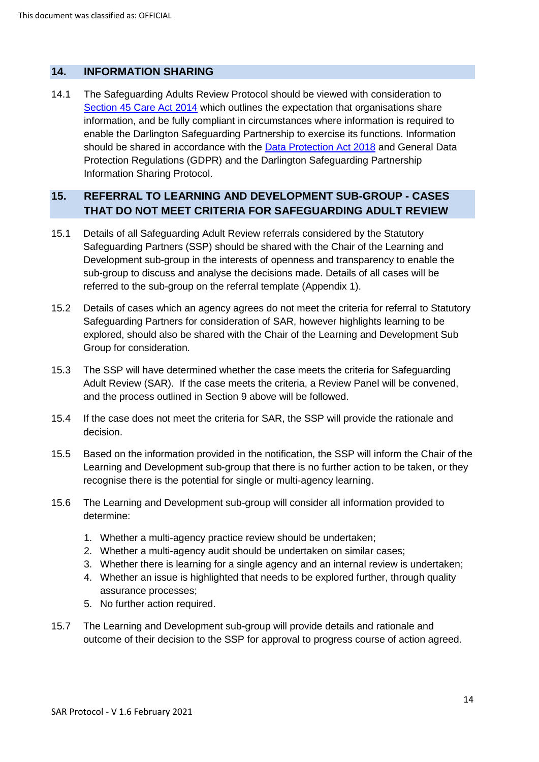## 14. INFORMATION SHARING

14.1 The Safeguarding Adults Review Protocol should be viewed with consideration to [Section 45 Care Act 2014](#) which outlines the expectation that organisations share information, and be fully compliant in circumstances where information is required to enable the Darlington Safeguarding Partnership to exercise its functions. Information should be shared in accordance with the [Data Protection Act 2018](#) and General Data Protection Regulations (GDPR) and the Darlington Safeguarding Partnership Information Sharing Protocol.

## 15. REFERRAL TO LEARNING AND DEVELOPMENT SUB-GROUP - CASES THAT DO NOT MEET CRITERIA FOR SAFEGUARDING ADULT REVIEW

15.1 Details of all Safeguarding Adult Review referrals considered by the Statutory Safeguarding Partners (SSP) should be shared with the Chair of the Learning and Development sub-group in the interests of openness and transparency to enable the sub-group to discuss and analyse the decisions made. Details of all cases will be referred to the sub-group on the referral template (Appendix 1).

15.2 Details of cases which an agency agrees do not meet the criteria for referral to Statutory Safeguarding Partners for consideration of SAR, however highlights learning to be explored, should also be shared with the Chair of the Learning and Development Sub Group for consideration.

15.3 The SSP will have determined whether the case meets the criteria for Safeguarding Adult Review (SAR). If the case meets the criteria, a Review Panel will be convened, and the process outlined in Section 9 above will be followed.

15.4 If the case does not meet the criteria for SAR, the SSP will provide the rationale and decision.

15.5 Based on the information provided in the notification, the SSP will inform the Chair of the Learning and Development sub-group that there is no further action to be taken, or they recognise there is the potential for single or multi-agency learning.

15.6 The Learning and Development sub-group will consider all information provided to determine:

1. Whether a multi-agency practice review should be undertaken;
2. Whether a multi-agency audit should be undertaken on similar cases;
3. Whether there is learning for a single agency and an internal review is undertaken;
4. Whether an issue is highlighted that needs to be explored further, through quality assurance processes;
5. No further action required.

15.7 The Learning and Development sub-group will provide details and rationale and outcome of their decision to the SSP for approval to progress course of action agreed.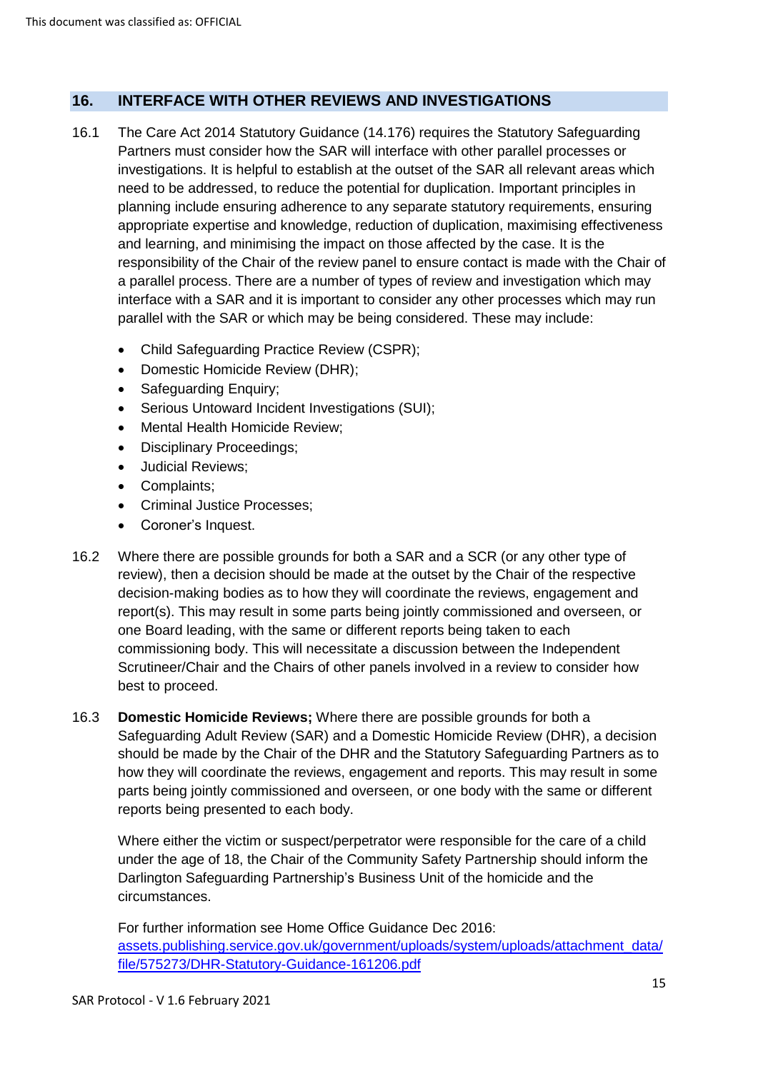## 16. INTERFACE WITH OTHER REVIEWS AND INVESTIGATIONS

16.1 The Care Act 2014 Statutory Guidance (14.176) requires the Statutory Safeguarding Partners must consider how the SAR will interface with other parallel processes or investigations. It is helpful to establish at the outset of the SAR all relevant areas which need to be addressed, to reduce the potential for duplication. Important principles in planning include ensuring adherence to any separate statutory requirements, ensuring appropriate expertise and knowledge, reduction of duplication, maximising effectiveness and learning, and minimising the impact on those affected by the case. It is the responsibility of the Chair of the review panel to ensure contact is made with the Chair of a parallel process. There are a number of types of review and investigation which may interface with a SAR and it is important to consider any other processes which may run parallel with the SAR or which may be being considered. These may include:

- Child Safeguarding Practice Review (CSPR);
- Domestic Homicide Review (DHR);
- Safeguarding Enquiry;
- Serious Untoward Incident Investigations (SUI);
- Mental Health Homicide Review;
- Disciplinary Proceedings;
- Judicial Reviews;
- Complaints;
- Criminal Justice Processes;
- Coroner's Inquest.

16.2 Where there are possible grounds for both a SAR and a SCR (or any other type of review), then a decision should be made at the outset by the Chair of the respective decision-making bodies as to how they will coordinate the reviews, engagement and report(s). This may result in some parts being jointly commissioned and overseen, or one Board leading, with the same or different reports being taken to each commissioning body. This will necessitate a discussion between the Independent Scrutineer/Chair and the Chairs of other panels involved in a review to consider how best to proceed.

16.3 **Domestic Homicide Reviews;** Where there are possible grounds for both a Safeguarding Adult Review (SAR) and a Domestic Homicide Review (DHR), a decision should be made by the Chair of the DHR and the Statutory Safeguarding Partners as to how they will coordinate the reviews, engagement and reports. This may result in some parts being jointly commissioned and overseen, or one body with the same or different reports being presented to each body.

Where either the victim or suspect/perpetrator were responsible for the care of a child under the age of 18, the Chair of the Community Safety Partnership should inform the Darlington Safeguarding Partnership's Business Unit of the homicide and the circumstances.

For further information see Home Office Guidance Dec 2016:
[assets.publishing.service.gov.uk/government/uploads/system/uploads/attachment_data/file/575273/DHR-Statutory-Guidance-161206.pdf](assets.publishing.service.gov.uk/government/uploads/system/uploads/attachment_data/file/575273/DHR-Statutory-Guidance-161206.pdf)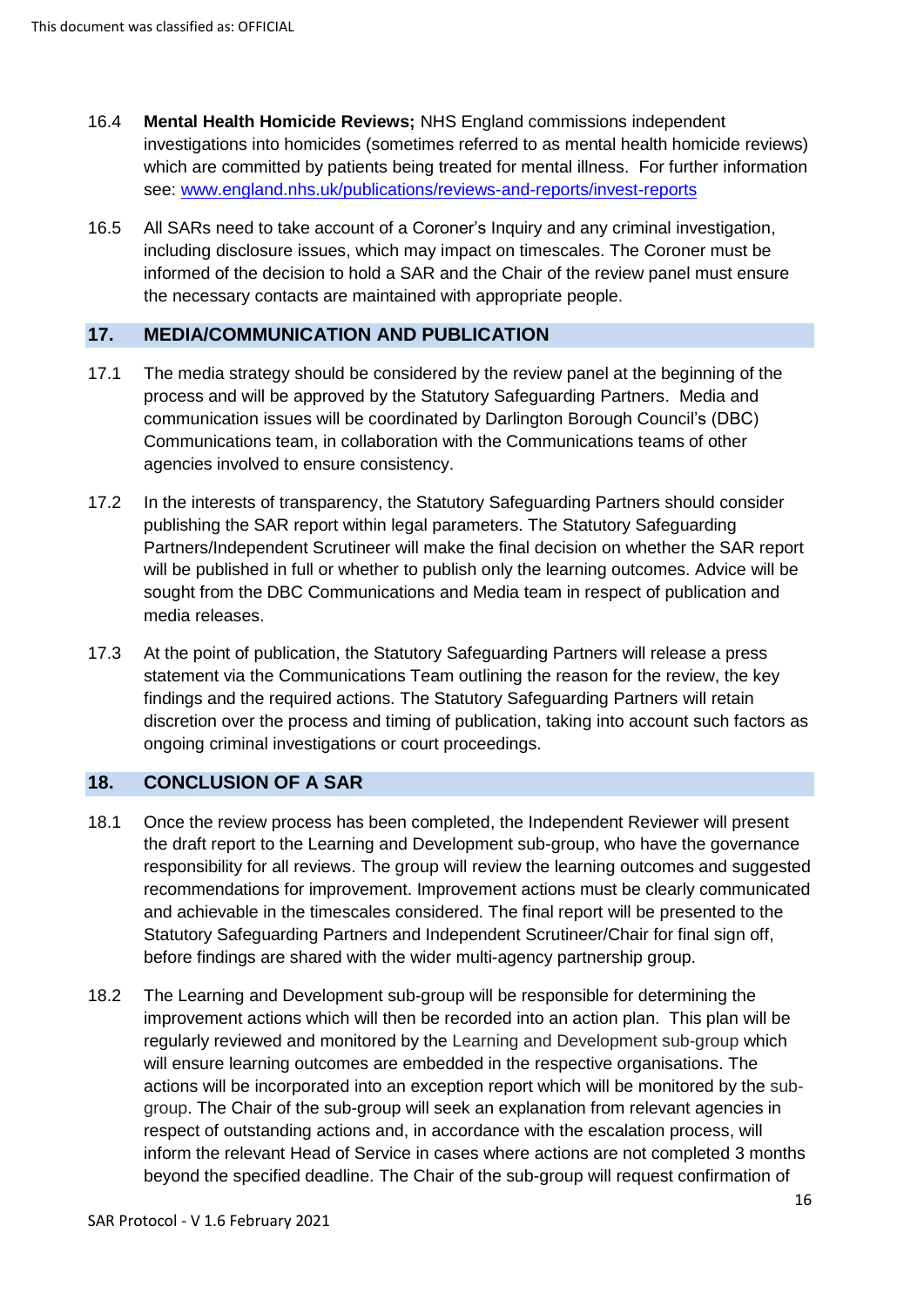16.4 **Mental Health Homicide Reviews;** NHS England commissions independent investigations into homicides (sometimes referred to as mental health homicide reviews) which are committed by patients being treated for mental illness. For further information see: [www.england.nhs.uk/publications/reviews-and-reports/invest-reports](http://www.england.nhs.uk/publications/reviews-and-reports/invest-reports)

16.5 All SARs need to take account of a Coroner's Inquiry and any criminal investigation, including disclosure issues, which may impact on timescales. The Coroner must be informed of the decision to hold a SAR and the Chair of the review panel must ensure the necessary contacts are maintained with appropriate people.

## 17. MEDIA/COMMUNICATION AND PUBLICATION

17.1 The media strategy should be considered by the review panel at the beginning of the process and will be approved by the Statutory Safeguarding Partners. Media and communication issues will be coordinated by Darlington Borough Council's (DBC) Communications team, in collaboration with the Communications teams of other agencies involved to ensure consistency.

17.2 In the interests of transparency, the Statutory Safeguarding Partners should consider publishing the SAR report within legal parameters. The Statutory Safeguarding Partners/Independent Scrutineer will make the final decision on whether the SAR report will be published in full or whether to publish only the learning outcomes. Advice will be sought from the DBC Communications and Media team in respect of publication and media releases.

17.3 At the point of publication, the Statutory Safeguarding Partners will release a press statement via the Communications Team outlining the reason for the review, the key findings and the required actions. The Statutory Safeguarding Partners will retain discretion over the process and timing of publication, taking into account such factors as ongoing criminal investigations or court proceedings.

## 18. CONCLUSION OF A SAR

18.1 Once the review process has been completed, the Independent Reviewer will present the draft report to the Learning and Development sub-group, who have the governance responsibility for all reviews. The group will review the learning outcomes and suggested recommendations for improvement. Improvement actions must be clearly communicated and achievable in the timescales considered. The final report will be presented to the Statutory Safeguarding Partners and Independent Scrutineer/Chair for final sign off, before findings are shared with the wider multi-agency partnership group.

18.2 The Learning and Development sub-group will be responsible for determining the improvement actions which will then be recorded into an action plan. This plan will be regularly reviewed and monitored by the Learning and Development sub-group which will ensure learning outcomes are embedded in the respective organisations. The actions will be incorporated into an exception report which will be monitored by the sub-group. The Chair of the sub-group will seek an explanation from relevant agencies in respect of outstanding actions and, in accordance with the escalation process, will inform the relevant Head of Service in cases where actions are not completed 3 months beyond the specified deadline. The Chair of the sub-group will request confirmation of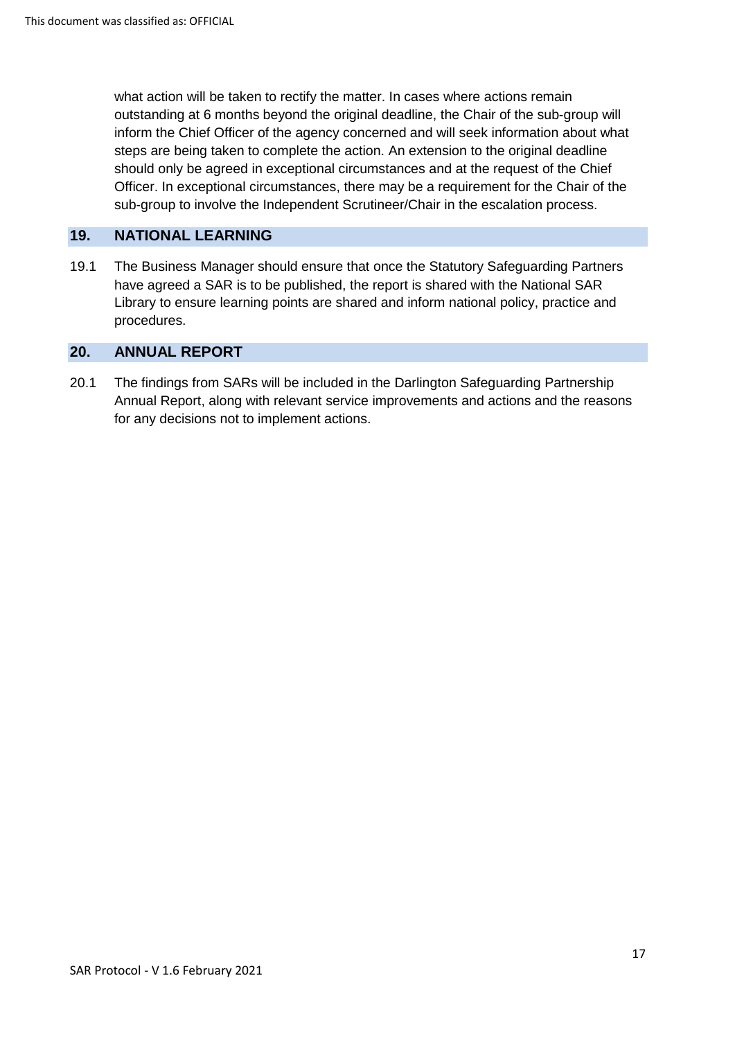what action will be taken to rectify the matter. In cases where actions remain outstanding at 6 months beyond the original deadline, the Chair of the sub-group will inform the Chief Officer of the agency concerned and will seek information about what steps are being taken to complete the action. An extension to the original deadline should only be agreed in exceptional circumstances and at the request of the Chief Officer. In exceptional circumstances, there may be a requirement for the Chair of the sub-group to involve the Independent Scrutineer/Chair in the escalation process.

## 19. NATIONAL LEARNING

19.1 The Business Manager should ensure that once the Statutory Safeguarding Partners have agreed a SAR is to be published, the report is shared with the National SAR Library to ensure learning points are shared and inform national policy, practice and procedures.

## 20. ANNUAL REPORT

20.1 The findings from SARs will be included in the Darlington Safeguarding Partnership Annual Report, along with relevant service improvements and actions and the reasons for any decisions not to implement actions.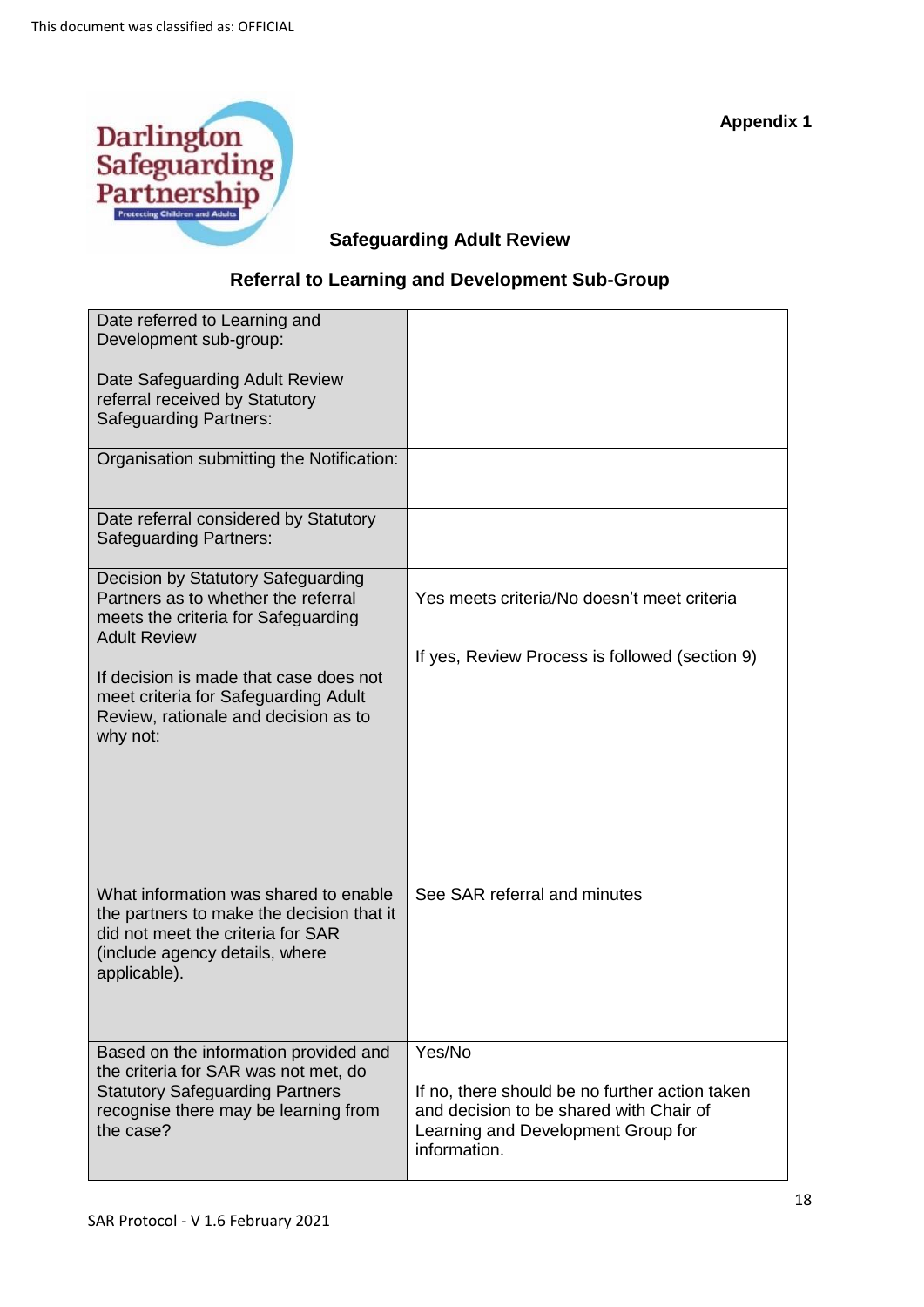**Appendix 1**

## Safeguarding Adult Review

## Referral to Learning and Development Sub-Group

| | |
|---|---|
| Date referred to Learning and Development sub-group: | |
| Date Safeguarding Adult Review referral received by Statutory Safeguarding Partners: | |
| Organisation submitting the Notification: | |
| Date referral considered by Statutory Safeguarding Partners: | |
| Decision by Statutory Safeguarding Partners as to whether the referral meets the criteria for Safeguarding Adult Review | Yes meets criteria/No doesn't meet criteria<br><br>If yes, Review Process is followed (section 9) |
| If decision is made that case does not meet criteria for Safeguarding Adult Review, rationale and decision as to why not: | |
| What information was shared to enable the partners to make the decision that it did not meet the criteria for SAR (include agency details, where applicable). | See SAR referral and minutes |
| Based on the information provided and the criteria for SAR was not met, do Statutory Safeguarding Partners recognise there may be learning from the case? | Yes/No<br><br>If no, there should be no further action taken and decision to be shared with Chair of Learning and Development Group for information. |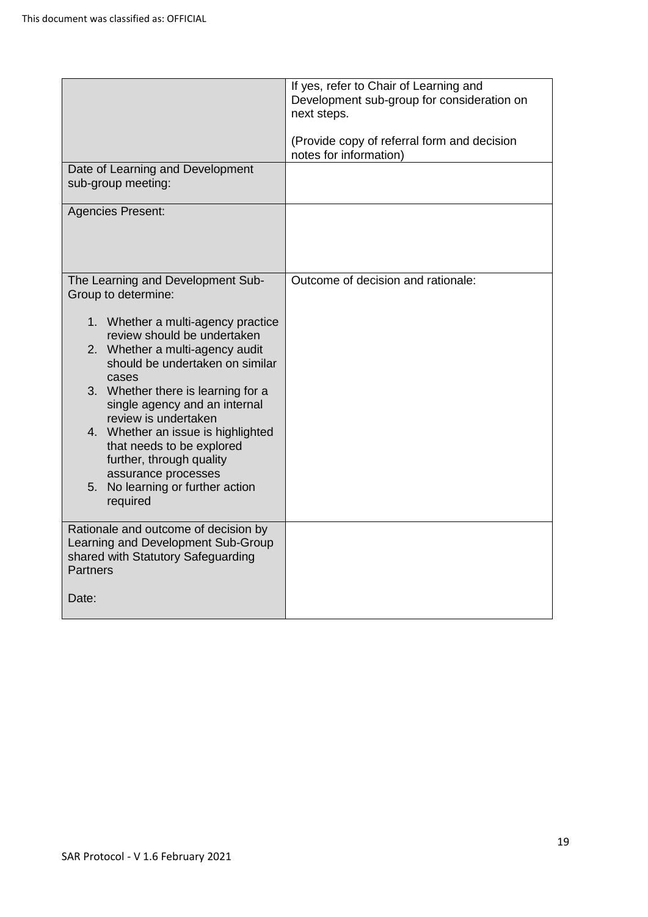| | |
|---|---|
| | If yes, refer to Chair of Learning and Development sub-group for consideration on next steps.<br><br>(Provide copy of referral form and decision notes for information) |
| Date of Learning and Development sub-group meeting: | |
| Agencies Present: | |
| The Learning and Development Sub-Group to determine:<br><br>1. Whether a multi-agency practice review should be undertaken<br>2. Whether a multi-agency audit should be undertaken on similar cases<br>3. Whether there is learning for a single agency and an internal review is undertaken<br>4. Whether an issue is highlighted that needs to be explored further, through quality assurance processes<br>5. No learning or further action required | Outcome of decision and rationale: |
| Rationale and outcome of decision by Learning and Development Sub-Group shared with Statutory Safeguarding Partners<br><br>Date: | |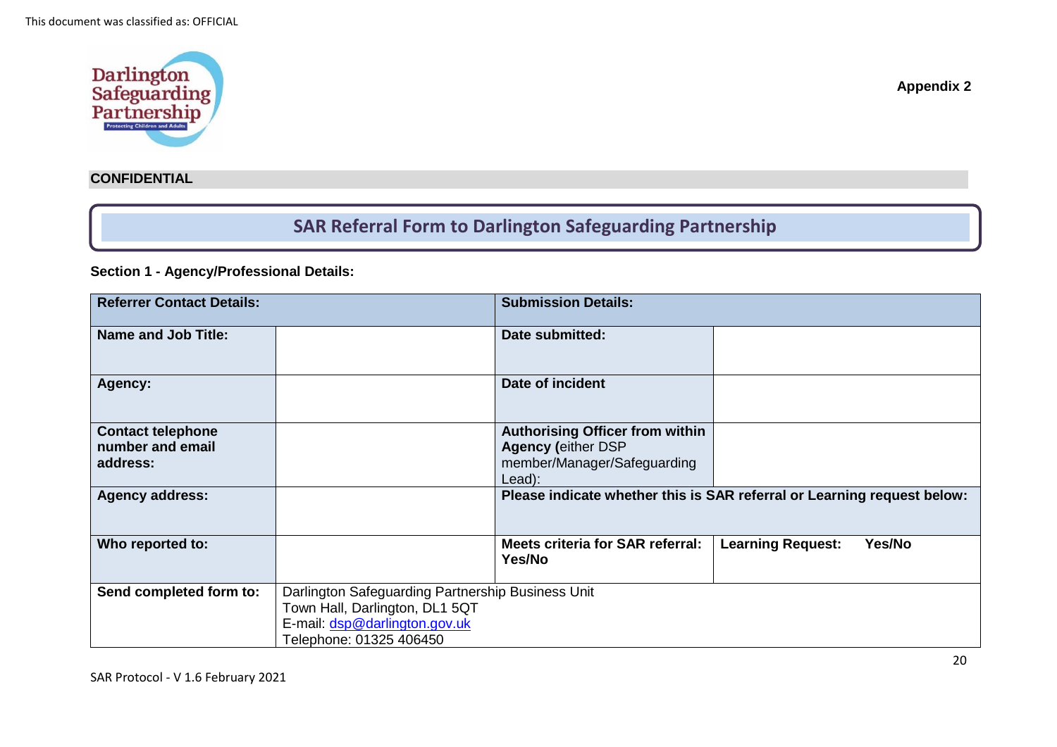**Appendix 2**

**CONFIDENTIAL**

# SAR Referral Form to Darlington Safeguarding Partnership

### Section 1 - Agency/Professional Details:

| **Referrer Contact Details:** | | **Submission Details:** | |
|---|---|---|---|
| **Name and Job Title:** | | **Date submitted:** | |
| **Agency:** | | **Date of incident** | |
| **Contact telephone number and email address:** | | **Authorising Officer from within Agency (**either DSP member/Manager/Safeguarding Lead): | |
| **Agency address:** | | **Please indicate whether this is SAR referral or Learning request below:** | |
| **Who reported to:** | | **Meets criteria for SAR referral: Yes/No** | **Learning Request: Yes/No** |
| **Send completed form to:** | Darlington Safeguarding Partnership Business Unit<br>Town Hall, Darlington, DL1 5QT<br>E-mail: dsp@darlington.gov.uk<br>Telephone: 01325 406450 | | |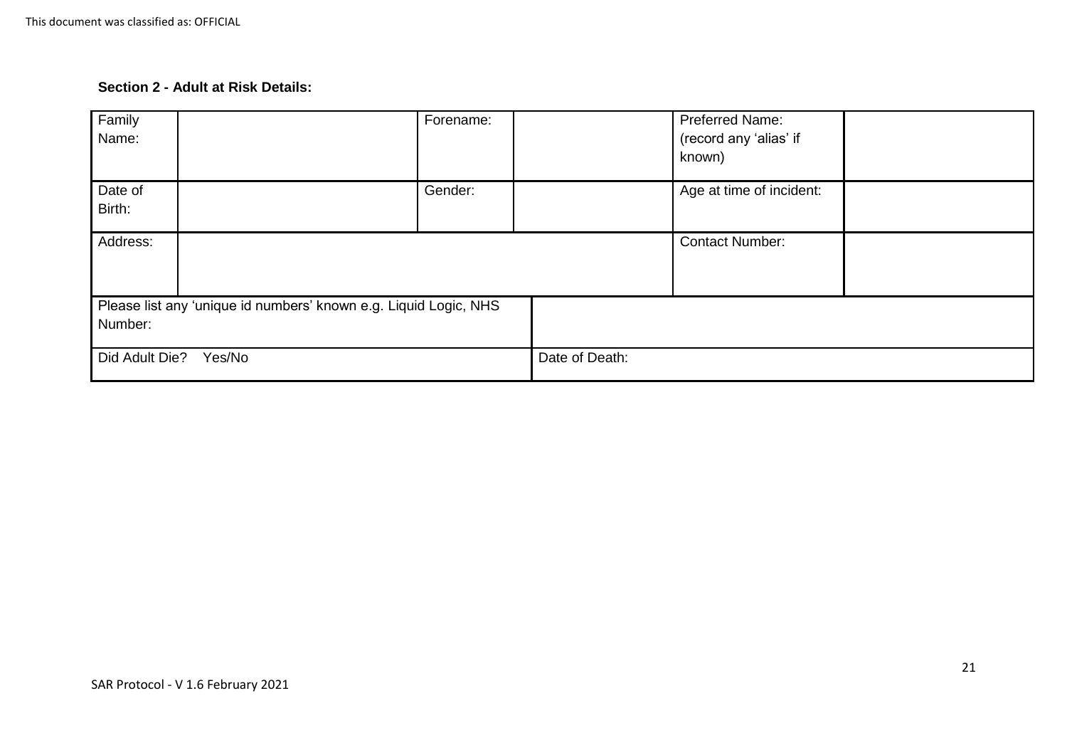**Section 2 - Adult at Risk Details:**

| Family Name: | | Forename: | | Preferred Name: (record any 'alias' if known) | |
|---|---|---|---|---|---|
| Date of Birth: | | Gender: | | Age at time of incident: | |
| Address: | | | | Contact Number: | |
| Please list any 'unique id numbers' known e.g. Liquid Logic, NHS Number: | | | | | |
| Did Adult Die? Yes/No | | | Date of Death: | | |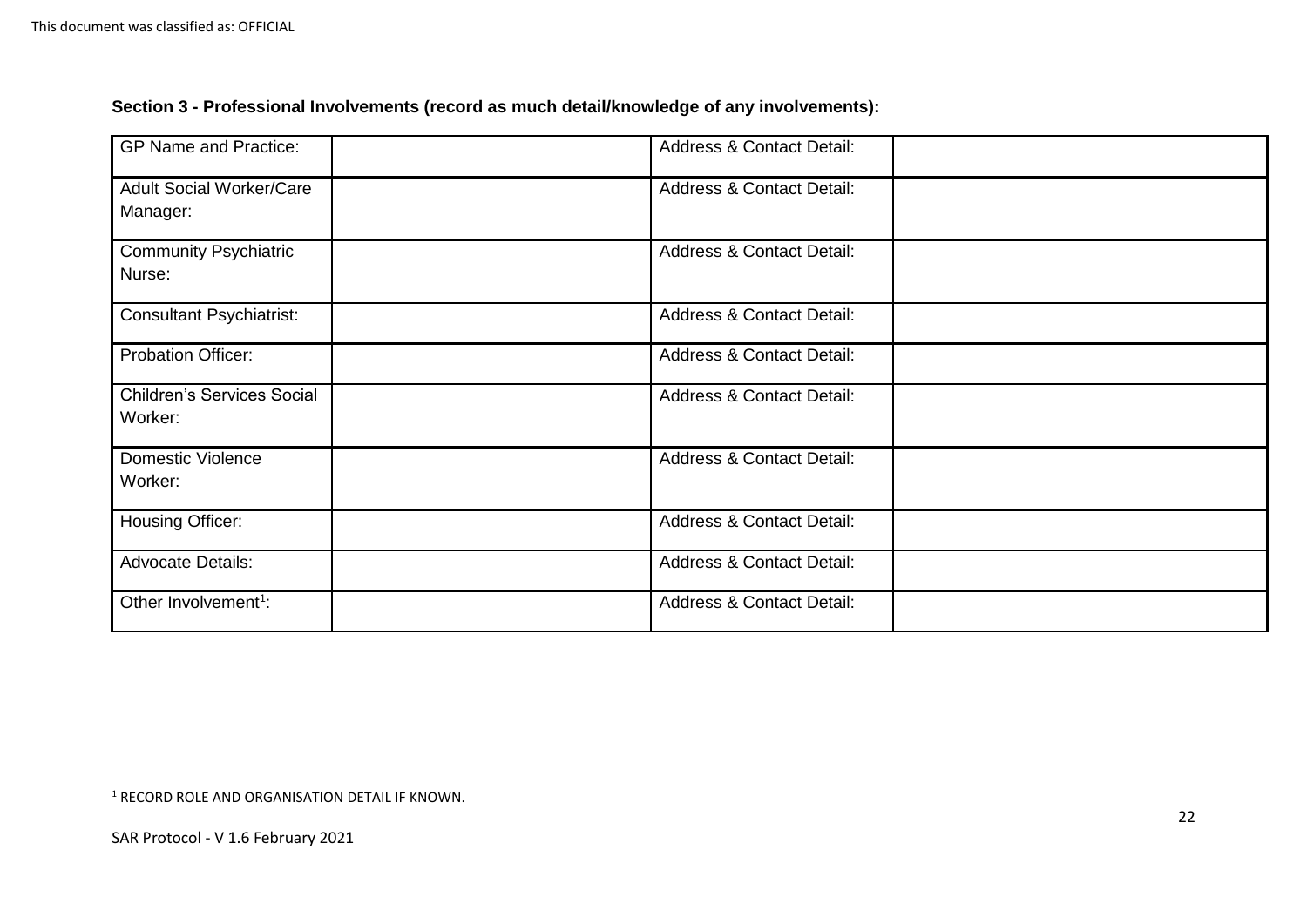**Section 3 - Professional Involvements (record as much detail/knowledge of any involvements):**

| GP Name and Practice: | | Address & Contact Detail: | |
|---|---|---|---|
| Adult Social Worker/Care Manager: | | Address & Contact Detail: | |
| Community Psychiatric Nurse: | | Address & Contact Detail: | |
| Consultant Psychiatrist: | | Address & Contact Detail: | |
| Probation Officer: | | Address & Contact Detail: | |
| Children's Services Social Worker: | | Address & Contact Detail: | |
| Domestic Violence Worker: | | Address & Contact Detail: | |
| Housing Officer: | | Address & Contact Detail: | |
| Advocate Details: | | Address & Contact Detail: | |
| Other Involvement[1]: | | Address & Contact Detail: | |

[1] RECORD ROLE AND ORGANISATION DETAIL IF KNOWN.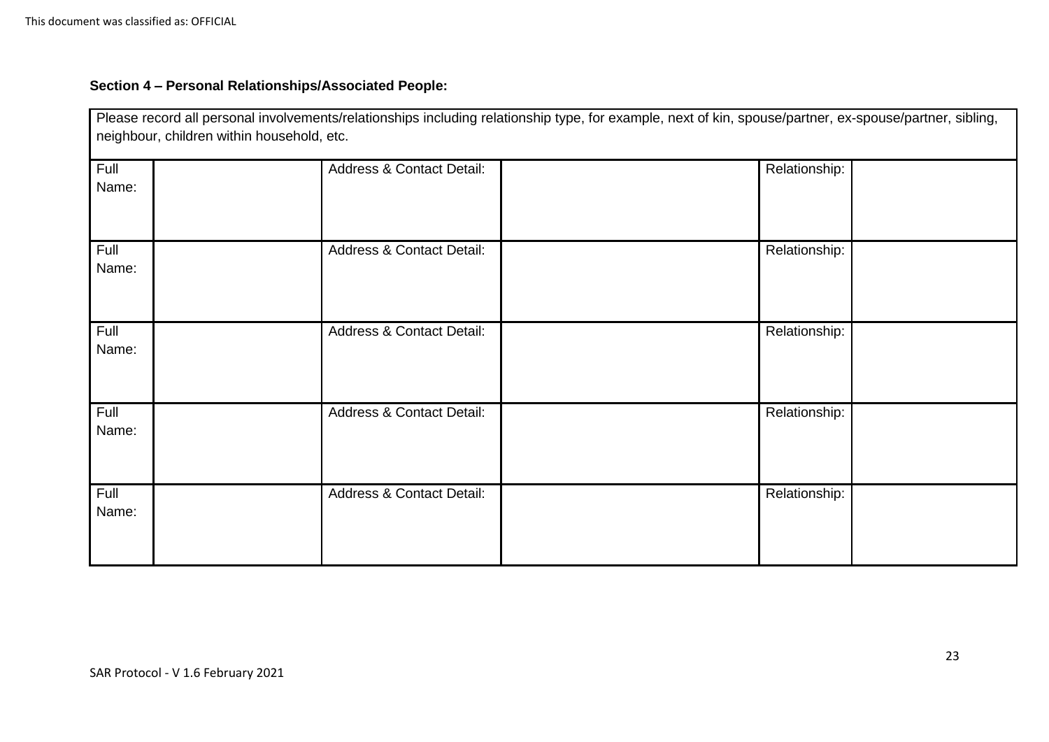**Section 4 – Personal Relationships/Associated People:**

| Please record all personal involvements/relationships including relationship type, for example, next of kin, spouse/partner, ex-spouse/partner, sibling, neighbour, children within household, etc. | | | | | |
|---|---|---|---|---|---|
| Full Name: | | Address & Contact Detail: | | Relationship: | |
| Full Name: | | Address & Contact Detail: | | Relationship: | |
| Full Name: | | Address & Contact Detail: | | Relationship: | |
| Full Name: | | Address & Contact Detail: | | Relationship: | |
| Full Name: | | Address & Contact Detail: | | Relationship: | |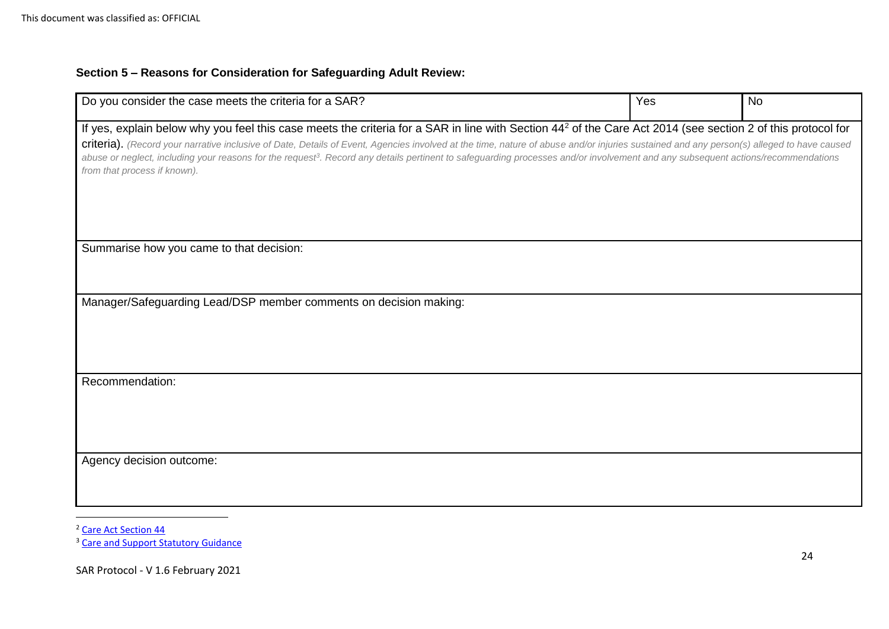**Section 5 – Reasons for Consideration for Safeguarding Adult Review:**

| Do you consider the case meets the criteria for a SAR? | Yes | No |
|---|---|---|
| If yes, explain below why you feel this case meets the criteria for a SAR in line with Section 44[2] of the Care Act 2014 (see section 2 of this protocol for criteria). *(Record your narrative inclusive of Date, Details of Event, Agencies involved at the time, nature of abuse and/or injuries sustained and any person(s) alleged to have caused abuse or neglect, including your reasons for the request[3]. Record any details pertinent to safeguarding processes and/or involvement and any subsequent actions/recommendations from that process if known).* | | |
| Summarise how you came to that decision: | | |
| Manager/Safeguarding Lead/DSP member comments on decision making: | | |
| Recommendation: | | |
| Agency decision outcome: | | |

[2] Care Act Section 44

[3] Care and Support Statutory Guidance

SAR Protocol - V 1.6 February 2021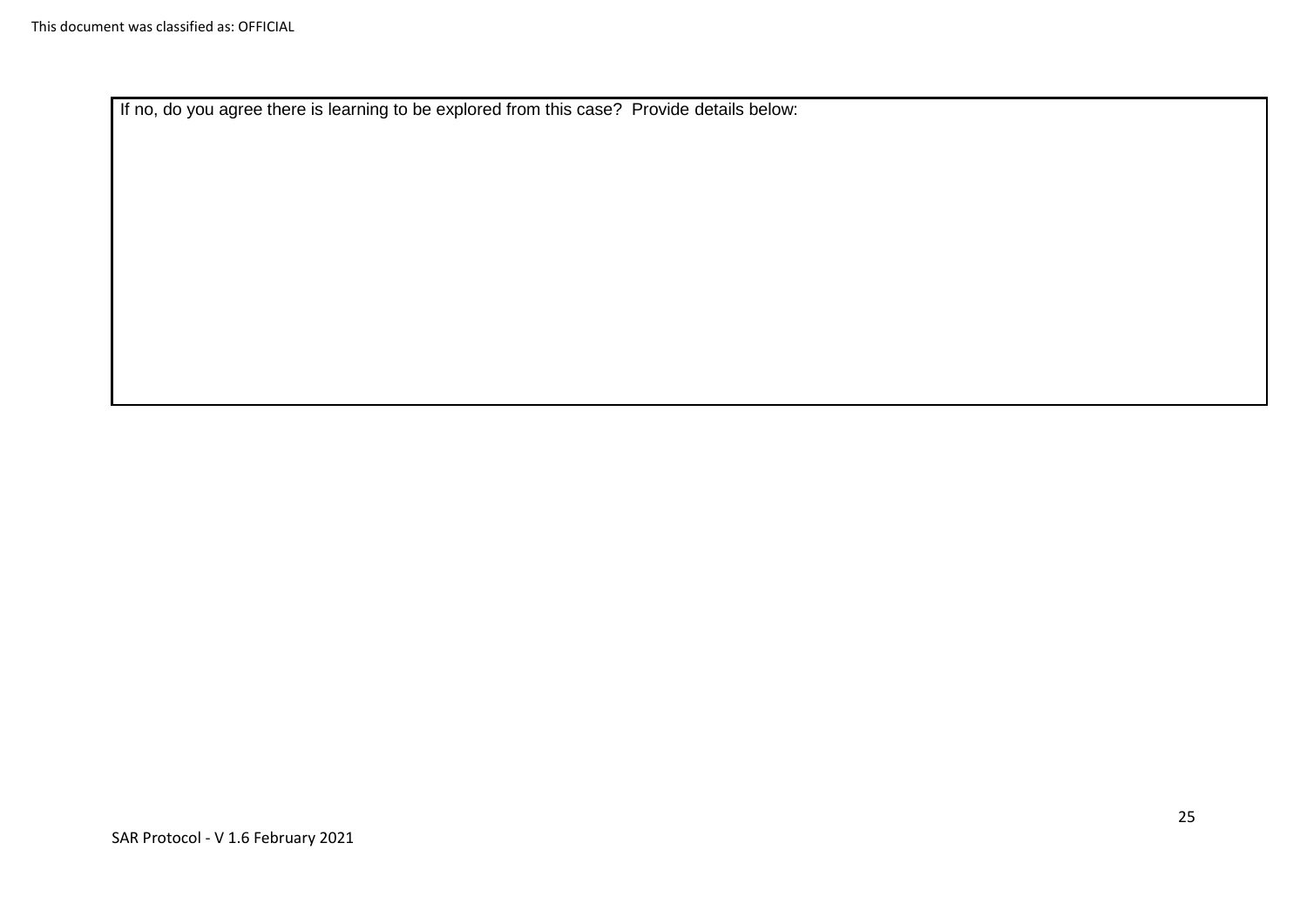| If no, do you agree there is learning to be explored from this case? Provide details below: |
| --- |
| |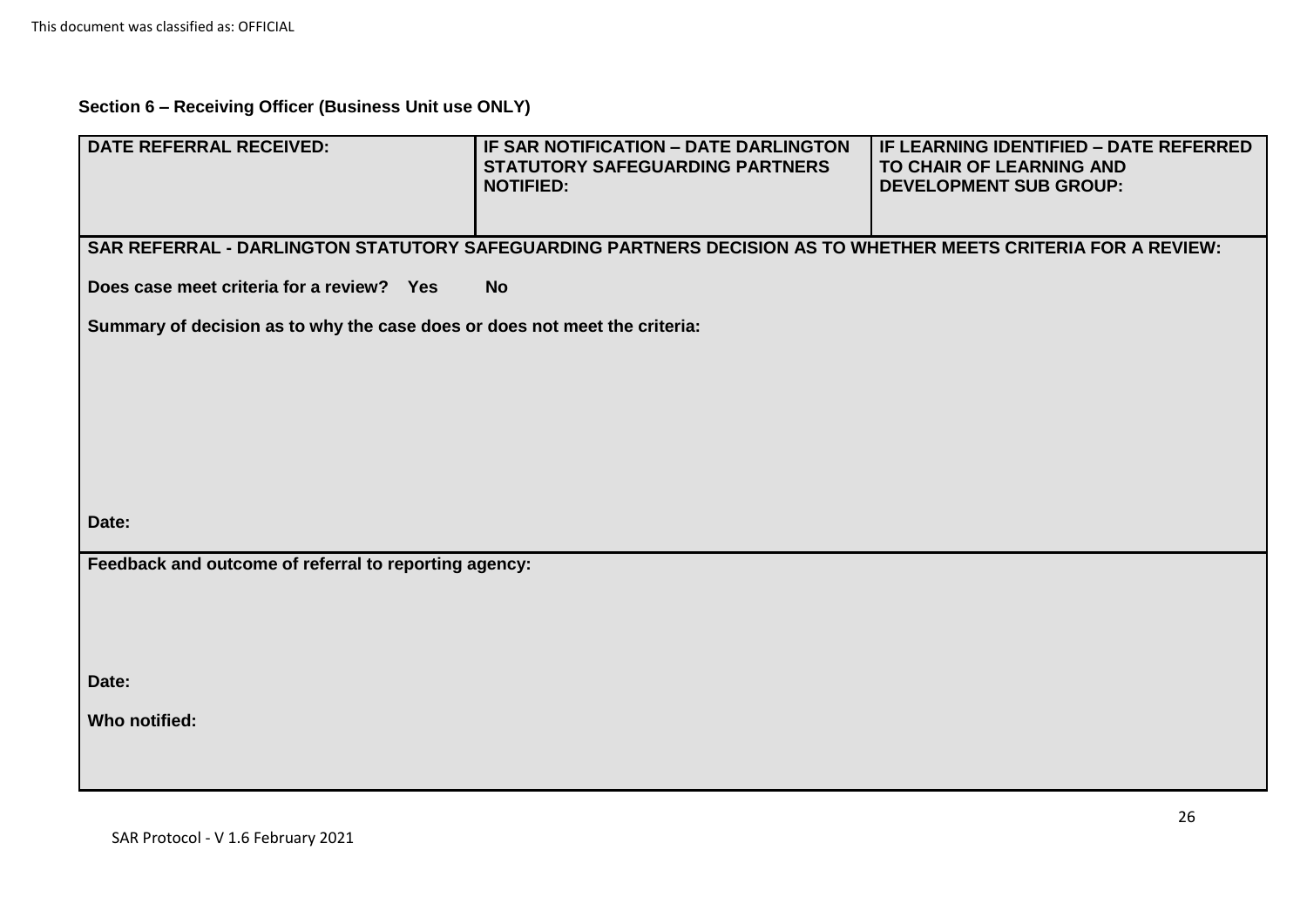**Section 6 – Receiving Officer (Business Unit use ONLY)**

| DATE REFERRAL RECEIVED: | IF SAR NOTIFICATION – DATE DARLINGTON STATUTORY SAFEGUARDING PARTNERS NOTIFIED: | IF LEARNING IDENTIFIED – DATE REFERRED TO CHAIR OF LEARNING AND DEVELOPMENT SUB GROUP: |
|---|---|---|
| **SAR REFERRAL - DARLINGTON STATUTORY SAFEGUARDING PARTNERS DECISION AS TO WHETHER MEETS CRITERIA FOR A REVIEW:**<br><br>**Does case meet criteria for a review? Yes No**<br><br>**Summary of decision as to why the case does or does not meet the criteria:**<br><br>**Date:** | | |
| **Feedback and outcome of referral to reporting agency:**<br><br>**Date:**<br><br>**Who notified:** | | |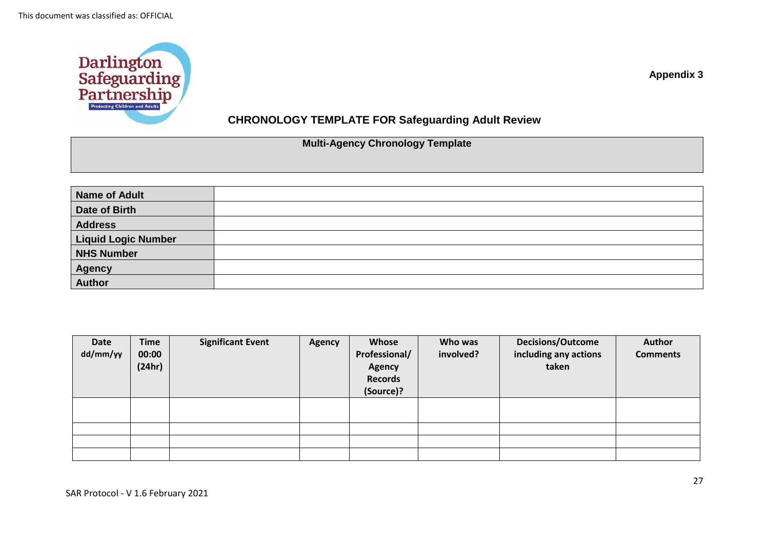Appendix 3

## CHRONOLOGY TEMPLATE FOR Safeguarding Adult Review

| Multi-Agency Chronology Template |
|---|

| Name of Adult | |
|---|---|
| Date of Birth | |
| Address | |
| Liquid Logic Number | |
| NHS Number | |
| Agency | |
| Author | |

| Date dd/mm/yy | Time 00:00 (24hr) | Significant Event | Agency | Whose Professional/ Agency Records (Source)? | Who was involved? | Decisions/Outcome including any actions taken | Author Comments |
|---|---|---|---|---|---|---|---|
| | | | | | | | |
| | | | | | | | |
| | | | | | | | |
| | | | | | | | |

SAR Protocol - V 1.6 February 2021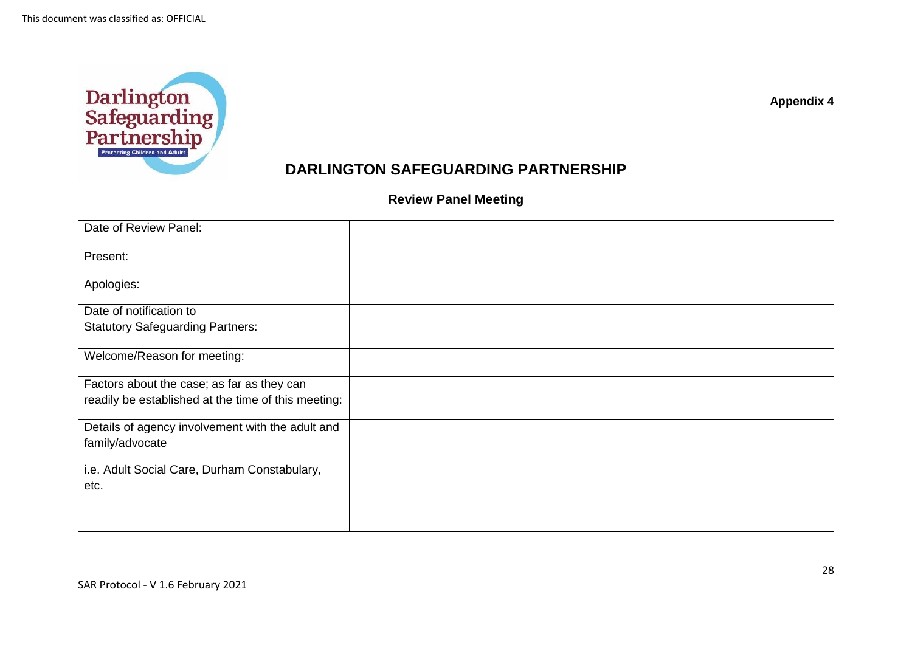**Appendix 4**

# DARLINGTON SAFEGUARDING PARTNERSHIP

## Review Panel Meeting

| | |
|---|---|
| Date of Review Panel: | |
| Present: | |
| Apologies: | |
| Date of notification to Statutory Safeguarding Partners: | |
| Welcome/Reason for meeting: | |
| Factors about the case; as far as they can readily be established at the time of this meeting: | |
| Details of agency involvement with the adult and family/advocate<br><br>i.e. Adult Social Care, Durham Constabulary, etc. | |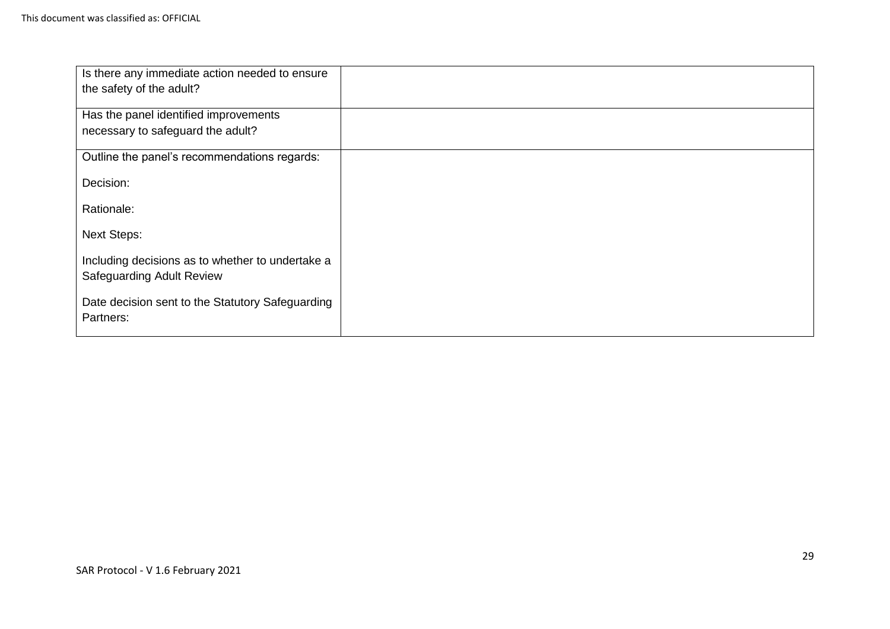| | |
|---|---|
| Is there any immediate action needed to ensure the safety of the adult? | |
| Has the panel identified improvements necessary to safeguard the adult? | |
| Outline the panel's recommendations regards:<br><br>Decision:<br><br>Rationale:<br><br>Next Steps:<br><br>Including decisions as to whether to undertake a Safeguarding Adult Review<br><br>Date decision sent to the Statutory Safeguarding Partners: | |